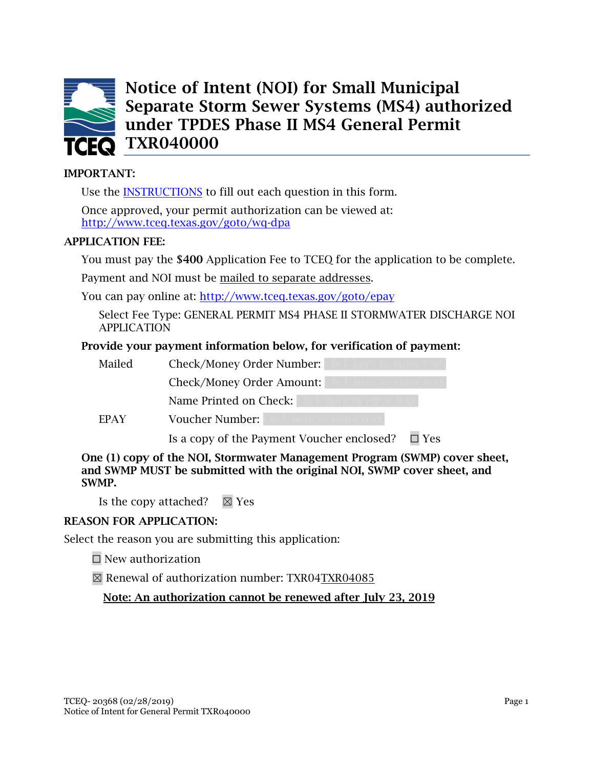# Notice of Intent (NOI) for Small Municipal Separate Storm Sewer Systems (MS4) authorized under TPDES Phase II MS4 General Permit TXR040000

**IMPORTANT:**

Use the INSTRUCTIONS to fill out each question in this form.

Once approved, your permit authorization can be viewed at: http://www.tceq.texas.gov/goto/wq-dpa

**APPLICATION FEE:**

You must pay the **$400** Application Fee to TCEQ for the application to be complete.

Payment and NOI must be mailed to separate addresses.

You can pay online at: http://www.tceq.texas.gov/goto/epay

Select Fee Type: GENERAL PERMIT MS4 PHASE II STORMWATER DISCHARGE NOI APPLICATION

**Provide your payment information below, for verification of payment:**

Mailed Check/Money Order Number: Click here to enter text.

Check/Money Order Amount: Click here to enter text.

Name Printed on Check: Click here to enter text.

EPAY Voucher Number: Click here to enter text.

Is a copy of the Payment Voucher enclosed? ☐ Yes

**One (1) copy of the NOI, Stormwater Management Program (SWMP) cover sheet, and SWMP MUST be submitted with the original NOI, SWMP cover sheet, and SWMP.**

Is the copy attached? ☒ Yes

**REASON FOR APPLICATION:**

Select the reason you are submitting this application:

☐ New authorization

☒ Renewal of authorization number: TXR04TXR04085

**Note: An authorization cannot be renewed after July 23, 2019**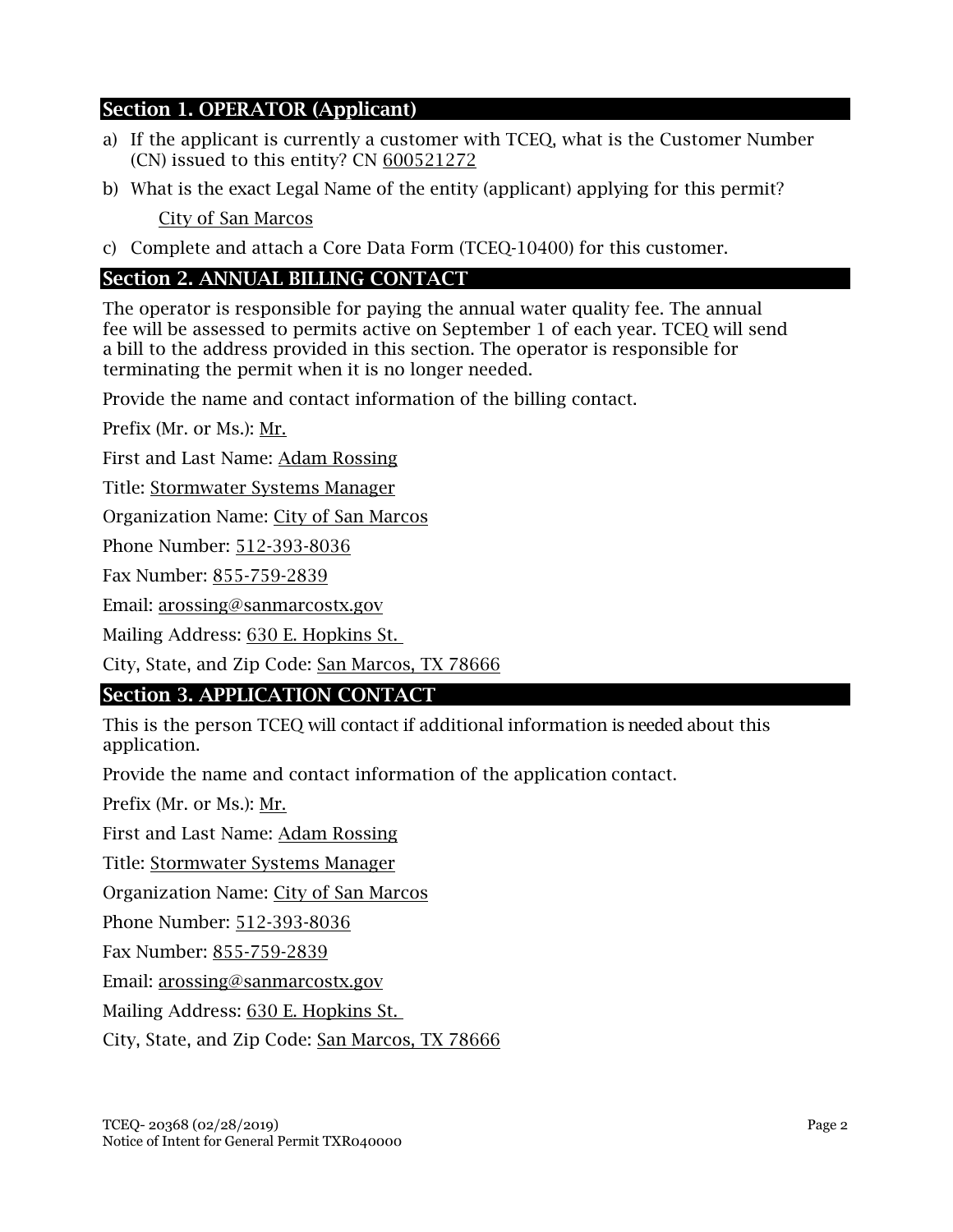## Section 1. OPERATOR (Applicant)

a) If the applicant is currently a customer with TCEQ, what is the Customer Number (CN) issued to this entity? CN 600521272

b) What is the exact Legal Name of the entity (applicant) applying for this permit?

   City of San Marcos

c) Complete and attach a Core Data Form (TCEQ-10400) for this customer.

## Section 2. ANNUAL BILLING CONTACT

The operator is responsible for paying the annual water quality fee. The annual fee will be assessed to permits active on September 1 of each year. TCEQ will send a bill to the address provided in this section. The operator is responsible for terminating the permit when it is no longer needed.

Provide the name and contact information of the billing contact.

Prefix (Mr. or Ms.): Mr.

First and Last Name: Adam Rossing

Title: Stormwater Systems Manager

Organization Name: City of San Marcos

Phone Number: 512-393-8036

Fax Number: 855-759-2839

Email: arossing@sanmarcostx.gov

Mailing Address: 630 E. Hopkins St.

City, State, and Zip Code: San Marcos, TX 78666

## Section 3. APPLICATION CONTACT

This is the person TCEQ will contact if additional information is needed about this application.

Provide the name and contact information of the application contact.

Prefix (Mr. or Ms.): Mr.

First and Last Name: Adam Rossing

Title: Stormwater Systems Manager

Organization Name: City of San Marcos

Phone Number: 512-393-8036

Fax Number: 855-759-2839

Email: arossing@sanmarcostx.gov

Mailing Address: 630 E. Hopkins St.

City, State, and Zip Code: San Marcos, TX 78666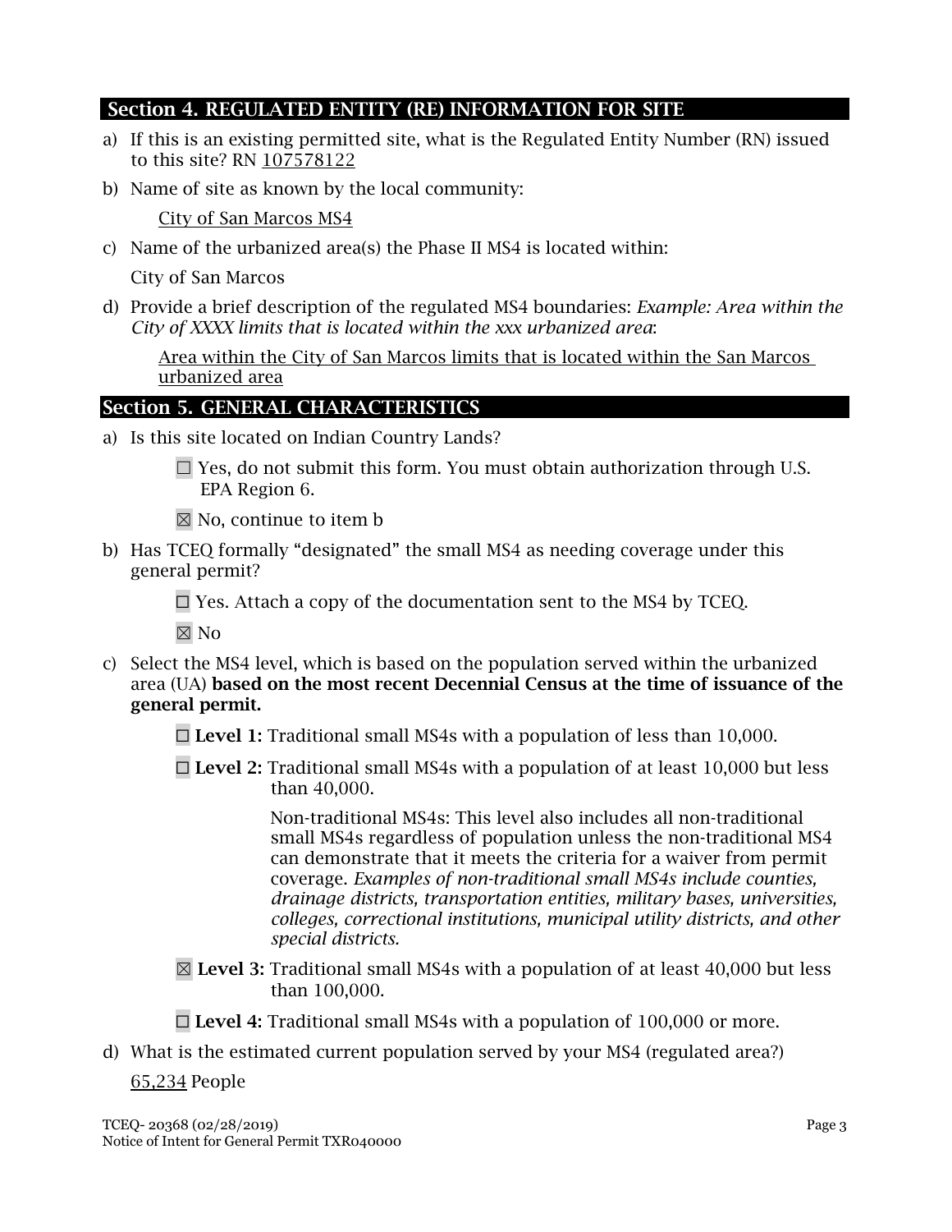## Section 4. REGULATED ENTITY (RE) INFORMATION FOR SITE

a) If this is an existing permitted site, what is the Regulated Entity Number (RN) issued to this site? RN 107578122

b) Name of site as known by the local community:

   City of San Marcos MS4

c) Name of the urbanized area(s) the Phase II MS4 is located within:

   City of San Marcos

d) Provide a brief description of the regulated MS4 boundaries: *Example: Area within the City of XXXX limits that is located within the xxx urbanized area*:

   Area within the City of San Marcos limits that is located within the San Marcos urbanized area

## Section 5. GENERAL CHARACTERISTICS

a) Is this site located on Indian Country Lands?

   ☐ Yes, do not submit this form. You must obtain authorization through U.S. EPA Region 6.

   ☒ No, continue to item b

b) Has TCEQ formally "designated" the small MS4 as needing coverage under this general permit?

   ☐ Yes. Attach a copy of the documentation sent to the MS4 by TCEQ.

   ☒ No

c) Select the MS4 level, which is based on the population served within the urbanized area (UA) **based on the most recent Decennial Census at the time of issuance of the general permit.**

   ☐ **Level 1:** Traditional small MS4s with a population of less than 10,000.

   ☐ **Level 2:** Traditional small MS4s with a population of at least 10,000 but less than 40,000.

   Non-traditional MS4s: This level also includes all non-traditional small MS4s regardless of population unless the non-traditional MS4 can demonstrate that it meets the criteria for a waiver from permit coverage. *Examples of non-traditional small MS4s include counties, drainage districts, transportation entities, military bases, universities, colleges, correctional institutions, municipal utility districts, and other special districts.*

   ☒ **Level 3:** Traditional small MS4s with a population of at least 40,000 but less than 100,000.

   ☐ **Level 4:** Traditional small MS4s with a population of 100,000 or more.

d) What is the estimated current population served by your MS4 (regulated area?)

   65,234 People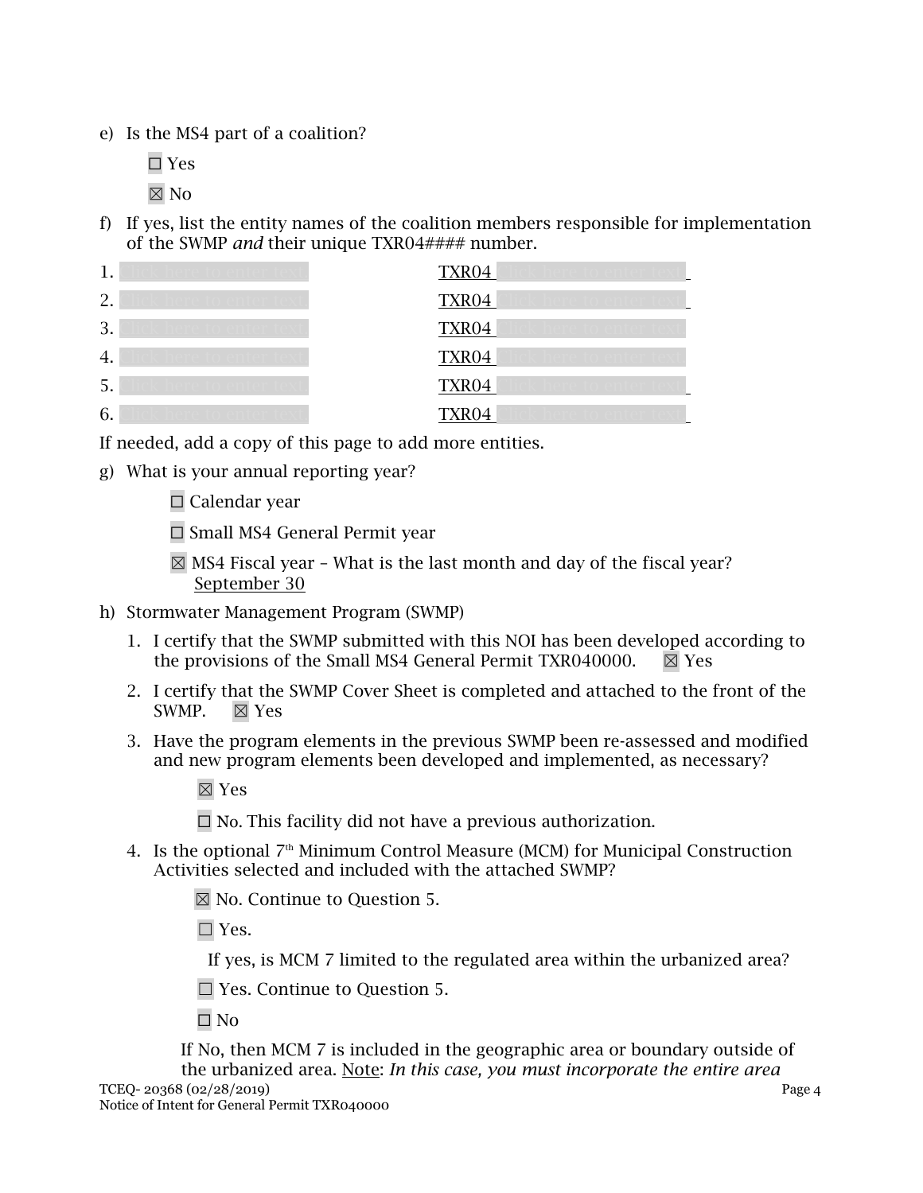e) Is the MS4 part of a coalition?

☐ Yes

☒ No

f) If yes, list the entity names of the coalition members responsible for implementation of the SWMP *and* their unique TXR04#### number.

1. Click here to enter text. TXR04 Click here to enter text.
2. Click here to enter text. TXR04 Click here to enter text.
3. Click here to enter text. TXR04 Click here to enter text.
4. Click here to enter text. TXR04 Click here to enter text.
5. Click here to enter text. TXR04 Click here to enter text.
6. Click here to enter text. TXR04 Click here to enter text.

If needed, add a copy of this page to add more entities.

g) What is your annual reporting year?

☐ Calendar year

☐ Small MS4 General Permit year

☒ MS4 Fiscal year – What is the last month and day of the fiscal year? September 30

h) Stormwater Management Program (SWMP)

1. I certify that the SWMP submitted with this NOI has been developed according to the provisions of the Small MS4 General Permit TXR040000. ☒ Yes
2. I certify that the SWMP Cover Sheet is completed and attached to the front of the SWMP. ☒ Yes
3. Have the program elements in the previous SWMP been re-assessed and modified and new program elements been developed and implemented, as necessary?

   ☒ Yes

   ☐ No. This facility did not have a previous authorization.

4. Is the optional 7th Minimum Control Measure (MCM) for Municipal Construction Activities selected and included with the attached SWMP?

   ☒ No. Continue to Question 5.

   ☐ Yes.

   If yes, is MCM 7 limited to the regulated area within the urbanized area?

   ☐ Yes. Continue to Question 5.

   ☐ No

   If No, then MCM 7 is included in the geographic area or boundary outside of the urbanized area. Note: *In this case, you must incorporate the entire area*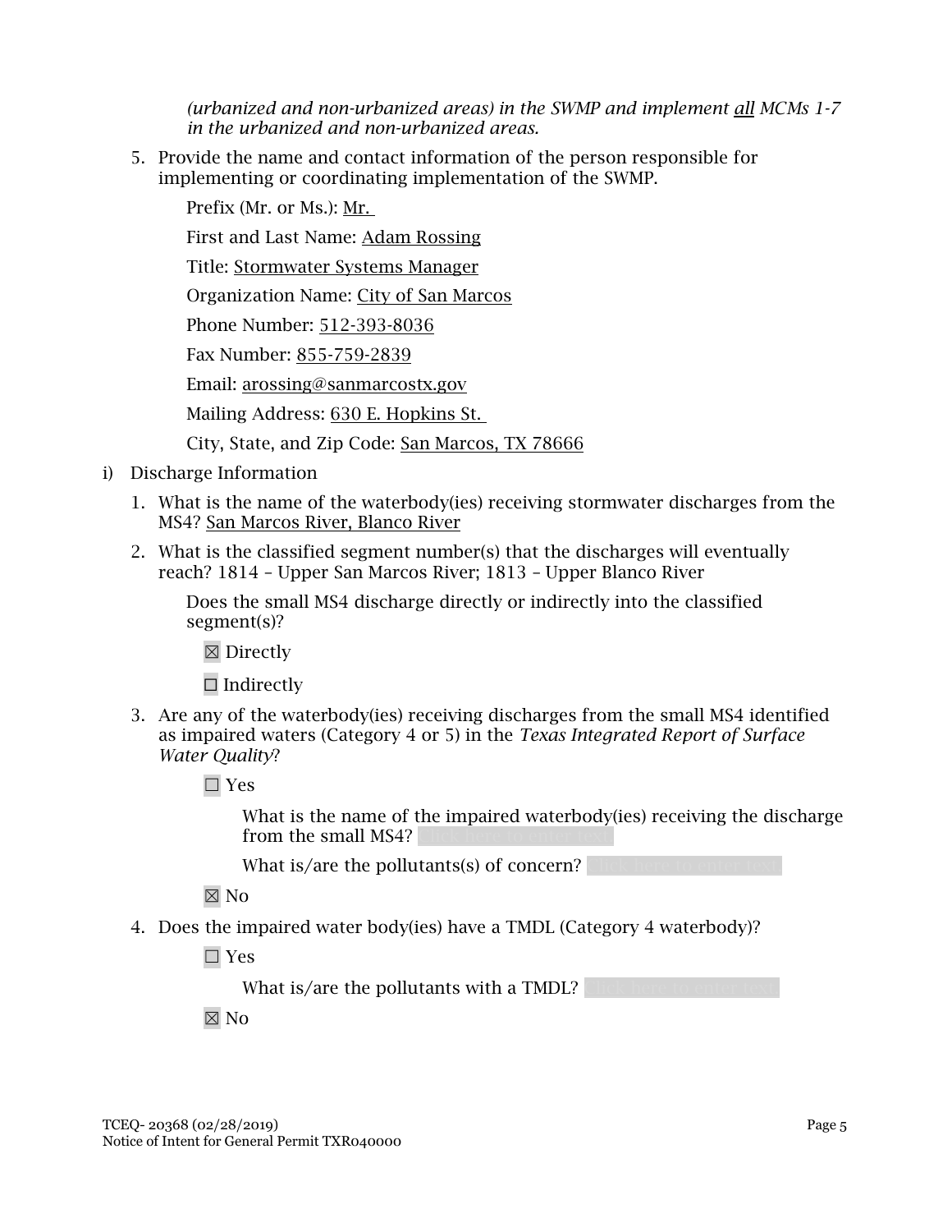*(urbanized and non-urbanized areas) in the SWMP and implement all MCMs 1-7 in the urbanized and non-urbanized areas.*

5. Provide the name and contact information of the person responsible for implementing or coordinating implementation of the SWMP.

   Prefix (Mr. or Ms.): Mr.

   First and Last Name: Adam Rossing

   Title: Stormwater Systems Manager

   Organization Name: City of San Marcos

   Phone Number: 512-393-8036

   Fax Number: 855-759-2839

   Email: arossing@sanmarcostx.gov

   Mailing Address: 630 E. Hopkins St.

   City, State, and Zip Code: San Marcos, TX 78666

i) Discharge Information

1. What is the name of the waterbody(ies) receiving stormwater discharges from the MS4? San Marcos River, Blanco River

2. What is the classified segment number(s) that the discharges will eventually reach? 1814 – Upper San Marcos River; 1813 – Upper Blanco River

   Does the small MS4 discharge directly or indirectly into the classified segment(s)?

   ☒ Directly

   ☐ Indirectly

3. Are any of the waterbody(ies) receiving discharges from the small MS4 identified as impaired waters (Category 4 or 5) in the *Texas Integrated Report of Surface Water Quality*?

   ☐ Yes

   What is the name of the impaired waterbody(ies) receiving the discharge from the small MS4? Click here to enter text.

   What is/are the pollutants(s) of concern? Click here to enter text.

   ☒ No

4. Does the impaired water body(ies) have a TMDL (Category 4 waterbody)?

   ☐ Yes

   What is/are the pollutants with a TMDL? Click here to enter text.

   ☒ No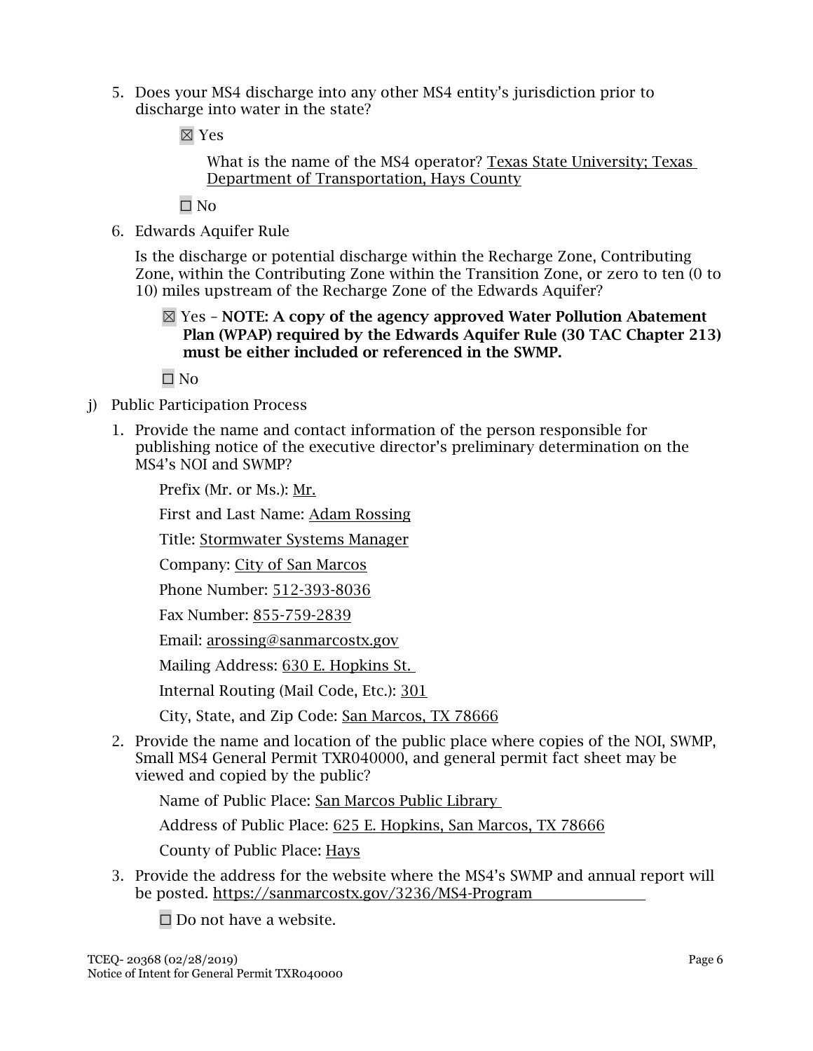5. Does your MS4 discharge into any other MS4 entity's jurisdiction prior to discharge into water in the state?

   ☒ Yes

   What is the name of the MS4 operator? Texas State University; Texas Department of Transportation, Hays County

   ☐ No

6. Edwards Aquifer Rule

   Is the discharge or potential discharge within the Recharge Zone, Contributing Zone, within the Contributing Zone within the Transition Zone, or zero to ten (0 to 10) miles upstream of the Recharge Zone of the Edwards Aquifer?

   ☒ Yes – **NOTE: A copy of the agency approved Water Pollution Abatement Plan (WPAP) required by the Edwards Aquifer Rule (30 TAC Chapter 213) must be either included or referenced in the SWMP.**

   ☐ No

j) Public Participation Process

1. Provide the name and contact information of the person responsible for publishing notice of the executive director's preliminary determination on the MS4's NOI and SWMP?

   Prefix (Mr. or Ms.): Mr.

   First and Last Name: Adam Rossing

   Title: Stormwater Systems Manager

   Company: City of San Marcos

   Phone Number: 512-393-8036

   Fax Number: 855-759-2839

   Email: arossing@sanmarcostx.gov

   Mailing Address: 630 E. Hopkins St.

   Internal Routing (Mail Code, Etc.): 301

   City, State, and Zip Code: San Marcos, TX 78666

2. Provide the name and location of the public place where copies of the NOI, SWMP, Small MS4 General Permit TXR040000, and general permit fact sheet may be viewed and copied by the public?

   Name of Public Place: San Marcos Public Library

   Address of Public Place: 625 E. Hopkins, San Marcos, TX 78666

   County of Public Place: Hays

3. Provide the address for the website where the MS4's SWMP and annual report will be posted. https://sanmarcostx.gov/3236/MS4-Program

   ☐ Do not have a website.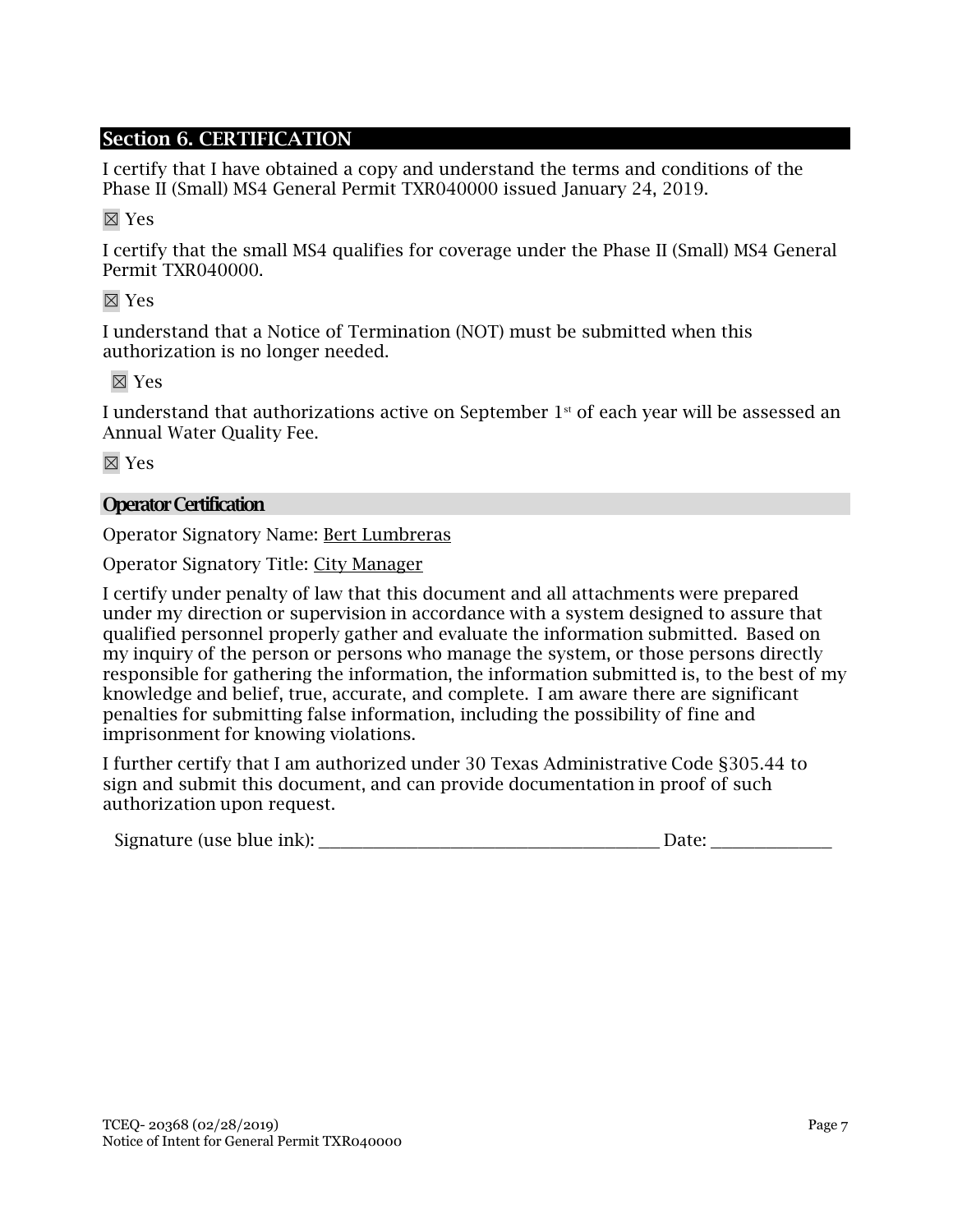## Section 6. CERTIFICATION

I certify that I have obtained a copy and understand the terms and conditions of the Phase II (Small) MS4 General Permit TXR040000 issued January 24, 2019.

☒ Yes

I certify that the small MS4 qualifies for coverage under the Phase II (Small) MS4 General Permit TXR040000.

☒ Yes

I understand that a Notice of Termination (NOT) must be submitted when this authorization is no longer needed.

☒ Yes

I understand that authorizations active on September 1st of each year will be assessed an Annual Water Quality Fee.

☒ Yes

### Operator Certification

Operator Signatory Name: Bert Lumbreras

Operator Signatory Title: City Manager

I certify under penalty of law that this document and all attachments were prepared under my direction or supervision in accordance with a system designed to assure that qualified personnel properly gather and evaluate the information submitted. Based on my inquiry of the person or persons who manage the system, or those persons directly responsible for gathering the information, the information submitted is, to the best of my knowledge and belief, true, accurate, and complete. I am aware there are significant penalties for submitting false information, including the possibility of fine and imprisonment for knowing violations.

I further certify that I am authorized under 30 Texas Administrative Code §305.44 to sign and submit this document, and can provide documentation in proof of such authorization upon request.

Signature (use blue ink): ______________________________ Date: ____________

TCEQ- 20368 (02/28/2019)
Notice of Intent for General Permit TXR040000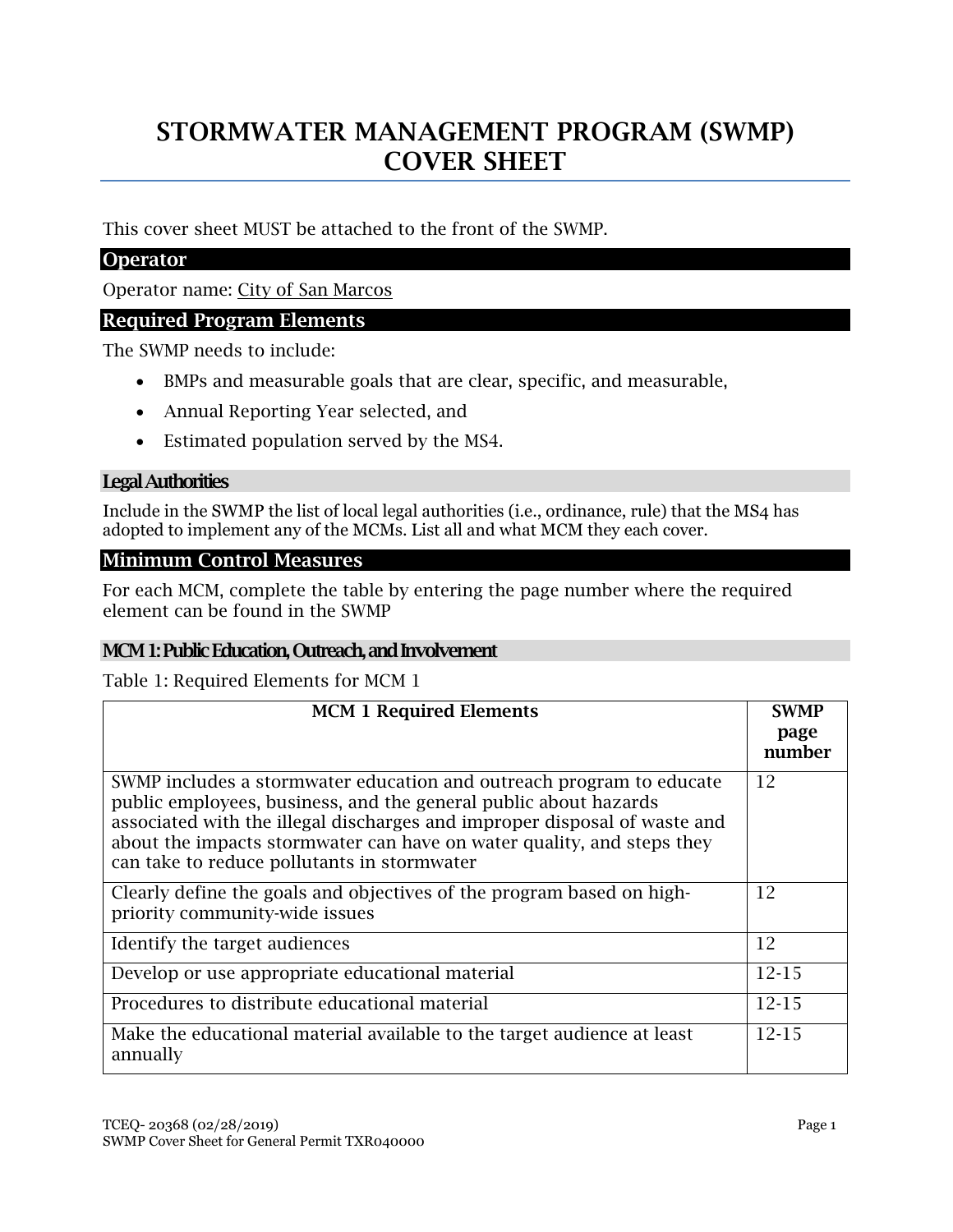# STORMWATER MANAGEMENT PROGRAM (SWMP) COVER SHEET

This cover sheet MUST be attached to the front of the SWMP.

## Operator

Operator name: City of San Marcos

## Required Program Elements

The SWMP needs to include:

- BMPs and measurable goals that are clear, specific, and measurable,
- Annual Reporting Year selected, and
- Estimated population served by the MS4.

### Legal Authorities

Include in the SWMP the list of local legal authorities (i.e., ordinance, rule) that the MS4 has adopted to implement any of the MCMs. List all and what MCM they each cover.

## Minimum Control Measures

For each MCM, complete the table by entering the page number where the required element can be found in the SWMP

### MCM 1: Public Education, Outreach, and Involvement

Table 1: Required Elements for MCM 1

| MCM 1 Required Elements | SWMP page number |
|---|---|
| SWMP includes a stormwater education and outreach program to educate public employees, business, and the general public about hazards associated with the illegal discharges and improper disposal of waste and about the impacts stormwater can have on water quality, and steps they can take to reduce pollutants in stormwater | 12 |
| Clearly define the goals and objectives of the program based on high-priority community-wide issues | 12 |
| Identify the target audiences | 12 |
| Develop or use appropriate educational material | 12-15 |
| Procedures to distribute educational material | 12-15 |
| Make the educational material available to the target audience at least annually | 12-15 |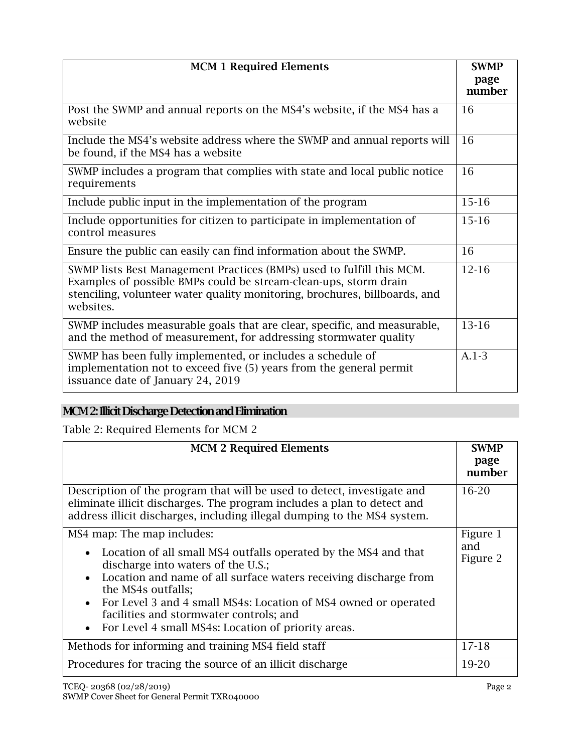| MCM 1 Required Elements | SWMP page number |
|---|---|
| Post the SWMP and annual reports on the MS4's website, if the MS4 has a website | 16 |
| Include the MS4's website address where the SWMP and annual reports will be found, if the MS4 has a website | 16 |
| SWMP includes a program that complies with state and local public notice requirements | 16 |
| Include public input in the implementation of the program | 15-16 |
| Include opportunities for citizen to participate in implementation of control measures | 15-16 |
| Ensure the public can easily can find information about the SWMP. | 16 |
| SWMP lists Best Management Practices (BMPs) used to fulfill this MCM. Examples of possible BMPs could be stream-clean-ups, storm drain stenciling, volunteer water quality monitoring, brochures, billboards, and websites. | 12-16 |
| SWMP includes measurable goals that are clear, specific, and measurable, and the method of measurement, for addressing stormwater quality | 13-16 |
| SWMP has been fully implemented, or includes a schedule of implementation not to exceed five (5) years from the general permit issuance date of January 24, 2019 | A.1-3 |

## MCM 2: Illicit Discharge Detection and Elimination

Table 2: Required Elements for MCM 2

| MCM 2 Required Elements | SWMP page number |
|---|---|
| Description of the program that will be used to detect, investigate and eliminate illicit discharges. The program includes a plan to detect and address illicit discharges, including illegal dumping to the MS4 system. | 16-20 |
| MS4 map: The map includes:<br>• Location of all small MS4 outfalls operated by the MS4 and that discharge into waters of the U.S.;<br>• Location and name of all surface waters receiving discharge from the MS4s outfalls;<br>• For Level 3 and 4 small MS4s: Location of MS4 owned or operated facilities and stormwater controls; and<br>• For Level 4 small MS4s: Location of priority areas. | Figure 1 and Figure 2 |
| Methods for informing and training MS4 field staff | 17-18 |
| Procedures for tracing the source of an illicit discharge | 19-20 |

TCEQ- 20368 (02/28/2019)
SWMP Cover Sheet for General Permit TXR040000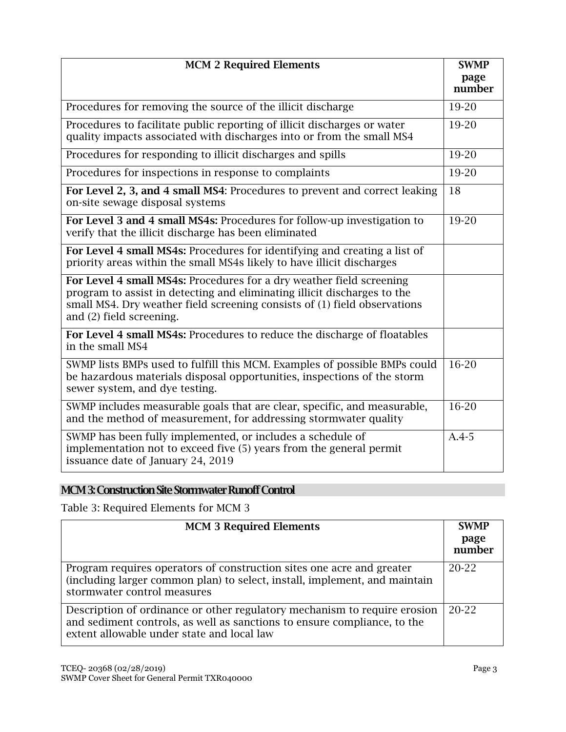| MCM 2 Required Elements | SWMP page number |
|---|---|
| Procedures for removing the source of the illicit discharge | 19-20 |
| Procedures to facilitate public reporting of illicit discharges or water quality impacts associated with discharges into or from the small MS4 | 19-20 |
| Procedures for responding to illicit discharges and spills | 19-20 |
| Procedures for inspections in response to complaints | 19-20 |
| **For Level 2, 3, and 4 small MS4**: Procedures to prevent and correct leaking on-site sewage disposal systems | 18 |
| **For Level 3 and 4 small MS4s:** Procedures for follow-up investigation to verify that the illicit discharge has been eliminated | 19-20 |
| **For Level 4 small MS4s:** Procedures for identifying and creating a list of priority areas within the small MS4s likely to have illicit discharges | |
| **For Level 4 small MS4s:** Procedures for a dry weather field screening program to assist in detecting and eliminating illicit discharges to the small MS4. Dry weather field screening consists of (1) field observations and (2) field screening. | |
| **For Level 4 small MS4s:** Procedures to reduce the discharge of floatables in the small MS4 | |
| SWMP lists BMPs used to fulfill this MCM. Examples of possible BMPs could be hazardous materials disposal opportunities, inspections of the storm sewer system, and dye testing. | 16-20 |
| SWMP includes measurable goals that are clear, specific, and measurable, and the method of measurement, for addressing stormwater quality | 16-20 |
| SWMP has been fully implemented, or includes a schedule of implementation not to exceed five (5) years from the general permit issuance date of January 24, 2019 | A.4-5 |

## MCM 3: Construction Site Stormwater Runoff Control

Table 3: Required Elements for MCM 3

| MCM 3 Required Elements | SWMP page number |
|---|---|
| Program requires operators of construction sites one acre and greater (including larger common plan) to select, install, implement, and maintain stormwater control measures | 20-22 |
| Description of ordinance or other regulatory mechanism to require erosion and sediment controls, as well as sanctions to ensure compliance, to the extent allowable under state and local law | 20-22 |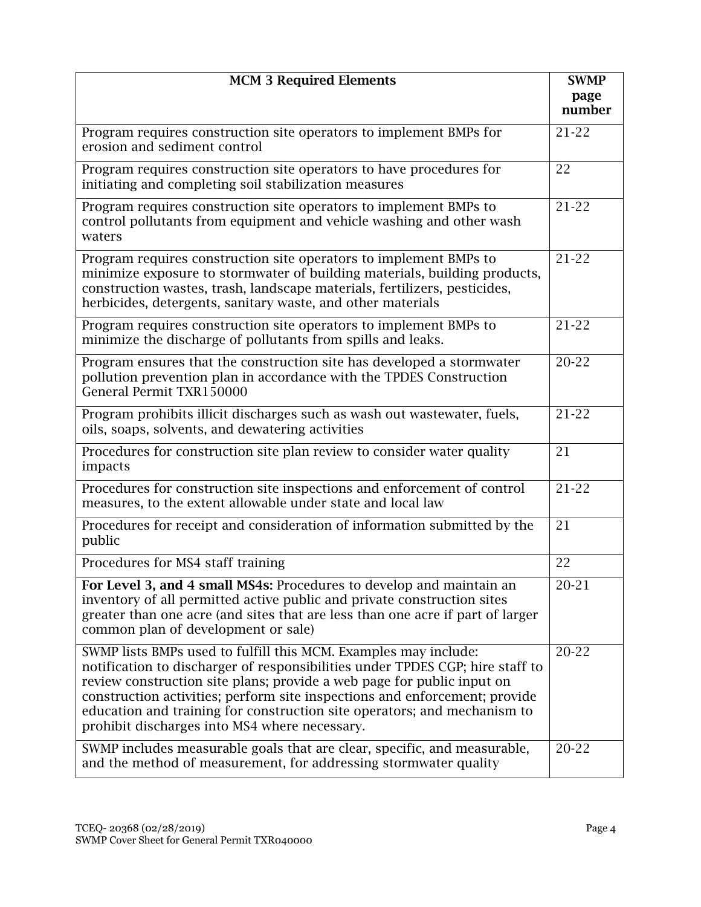| MCM 3 Required Elements | SWMP page number |
|---|---|
| Program requires construction site operators to implement BMPs for erosion and sediment control | 21-22 |
| Program requires construction site operators to have procedures for initiating and completing soil stabilization measures | 22 |
| Program requires construction site operators to implement BMPs to control pollutants from equipment and vehicle washing and other wash waters | 21-22 |
| Program requires construction site operators to implement BMPs to minimize exposure to stormwater of building materials, building products, construction wastes, trash, landscape materials, fertilizers, pesticides, herbicides, detergents, sanitary waste, and other materials | 21-22 |
| Program requires construction site operators to implement BMPs to minimize the discharge of pollutants from spills and leaks. | 21-22 |
| Program ensures that the construction site has developed a stormwater pollution prevention plan in accordance with the TPDES Construction General Permit TXR150000 | 20-22 |
| Program prohibits illicit discharges such as wash out wastewater, fuels, oils, soaps, solvents, and dewatering activities | 21-22 |
| Procedures for construction site plan review to consider water quality impacts | 21 |
| Procedures for construction site inspections and enforcement of control measures, to the extent allowable under state and local law | 21-22 |
| Procedures for receipt and consideration of information submitted by the public | 21 |
| Procedures for MS4 staff training | 22 |
| **For Level 3, and 4 small MS4s:** Procedures to develop and maintain an inventory of all permitted active public and private construction sites greater than one acre (and sites that are less than one acre if part of larger common plan of development or sale) | 20-21 |
| SWMP lists BMPs used to fulfill this MCM. Examples may include: notification to discharger of responsibilities under TPDES CGP; hire staff to review construction site plans; provide a web page for public input on construction activities; perform site inspections and enforcement; provide education and training for construction site operators; and mechanism to prohibit discharges into MS4 where necessary. | 20-22 |
| SWMP includes measurable goals that are clear, specific, and measurable, and the method of measurement, for addressing stormwater quality | 20-22 |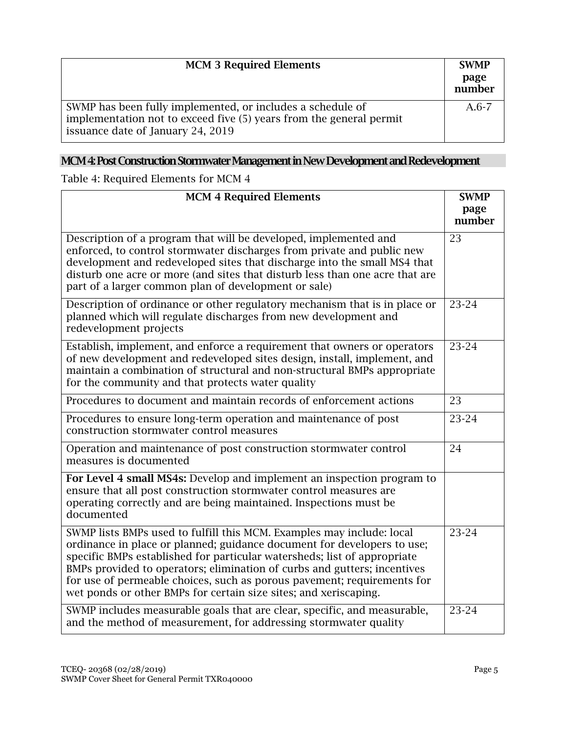| MCM 3 Required Elements | SWMP page number |
|---|---|
| SWMP has been fully implemented, or includes a schedule of implementation not to exceed five (5) years from the general permit issuance date of January 24, 2019 | A.6-7 |

## MCM 4: Post Construction Stormwater Management in New Development and Redevelopment

Table 4: Required Elements for MCM 4

| MCM 4 Required Elements | SWMP page number |
|---|---|
| Description of a program that will be developed, implemented and enforced, to control stormwater discharges from private and public new development and redeveloped sites that discharge into the small MS4 that disturb one acre or more (and sites that disturb less than one acre that are part of a larger common plan of development or sale) | 23 |
| Description of ordinance or other regulatory mechanism that is in place or planned which will regulate discharges from new development and redevelopment projects | 23-24 |
| Establish, implement, and enforce a requirement that owners or operators of new development and redeveloped sites design, install, implement, and maintain a combination of structural and non-structural BMPs appropriate for the community and that protects water quality | 23-24 |
| Procedures to document and maintain records of enforcement actions | 23 |
| Procedures to ensure long-term operation and maintenance of post construction stormwater control measures | 23-24 |
| Operation and maintenance of post construction stormwater control measures is documented | 24 |
| **For Level 4 small MS4s:** Develop and implement an inspection program to ensure that all post construction stormwater control measures are operating correctly and are being maintained. Inspections must be documented | |
| SWMP lists BMPs used to fulfill this MCM. Examples may include: local ordinance in place or planned; guidance document for developers to use; specific BMPs established for particular watersheds; list of appropriate BMPs provided to operators; elimination of curbs and gutters; incentives for use of permeable choices, such as porous pavement; requirements for wet ponds or other BMPs for certain size sites; and xeriscaping. | 23-24 |
| SWMP includes measurable goals that are clear, specific, and measurable, and the method of measurement, for addressing stormwater quality | 23-24 |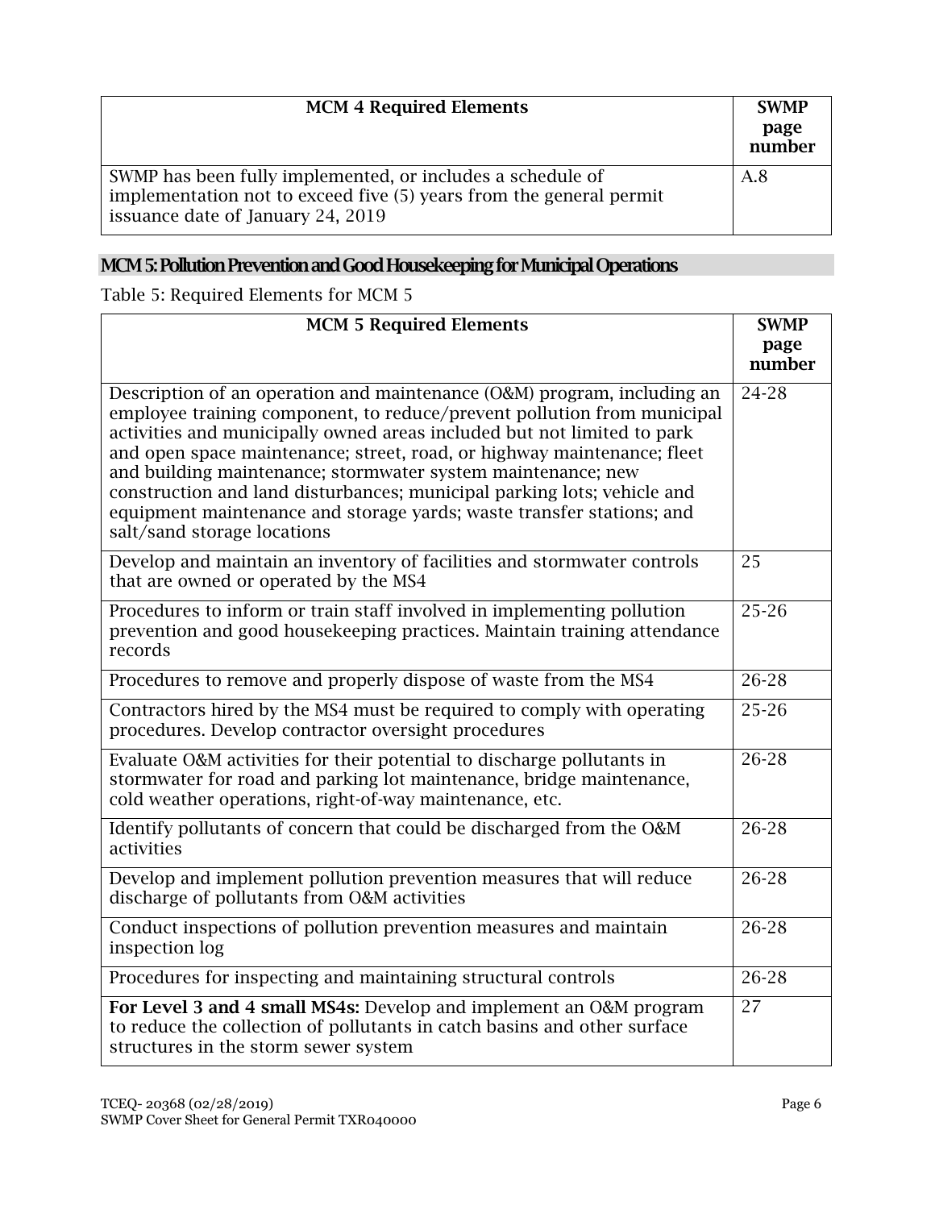| MCM 4 Required Elements | SWMP page number |
| --- | --- |
| SWMP has been fully implemented, or includes a schedule of implementation not to exceed five (5) years from the general permit issuance date of January 24, 2019 | A.8 |

## MCM 5: Pollution Prevention and Good Housekeeping for Municipal Operations

Table 5: Required Elements for MCM 5

| MCM 5 Required Elements | SWMP page number |
| --- | --- |
| Description of an operation and maintenance (O&M) program, including an employee training component, to reduce/prevent pollution from municipal activities and municipally owned areas included but not limited to park and open space maintenance; street, road, or highway maintenance; fleet and building maintenance; stormwater system maintenance; new construction and land disturbances; municipal parking lots; vehicle and equipment maintenance and storage yards; waste transfer stations; and salt/sand storage locations | 24-28 |
| Develop and maintain an inventory of facilities and stormwater controls that are owned or operated by the MS4 | 25 |
| Procedures to inform or train staff involved in implementing pollution prevention and good housekeeping practices. Maintain training attendance records | 25-26 |
| Procedures to remove and properly dispose of waste from the MS4 | 26-28 |
| Contractors hired by the MS4 must be required to comply with operating procedures. Develop contractor oversight procedures | 25-26 |
| Evaluate O&M activities for their potential to discharge pollutants in stormwater for road and parking lot maintenance, bridge maintenance, cold weather operations, right-of-way maintenance, etc. | 26-28 |
| Identify pollutants of concern that could be discharged from the O&M activities | 26-28 |
| Develop and implement pollution prevention measures that will reduce discharge of pollutants from O&M activities | 26-28 |
| Conduct inspections of pollution prevention measures and maintain inspection log | 26-28 |
| Procedures for inspecting and maintaining structural controls | 26-28 |
| **For Level 3 and 4 small MS4s:** Develop and implement an O&M program to reduce the collection of pollutants in catch basins and other surface structures in the storm sewer system | 27 |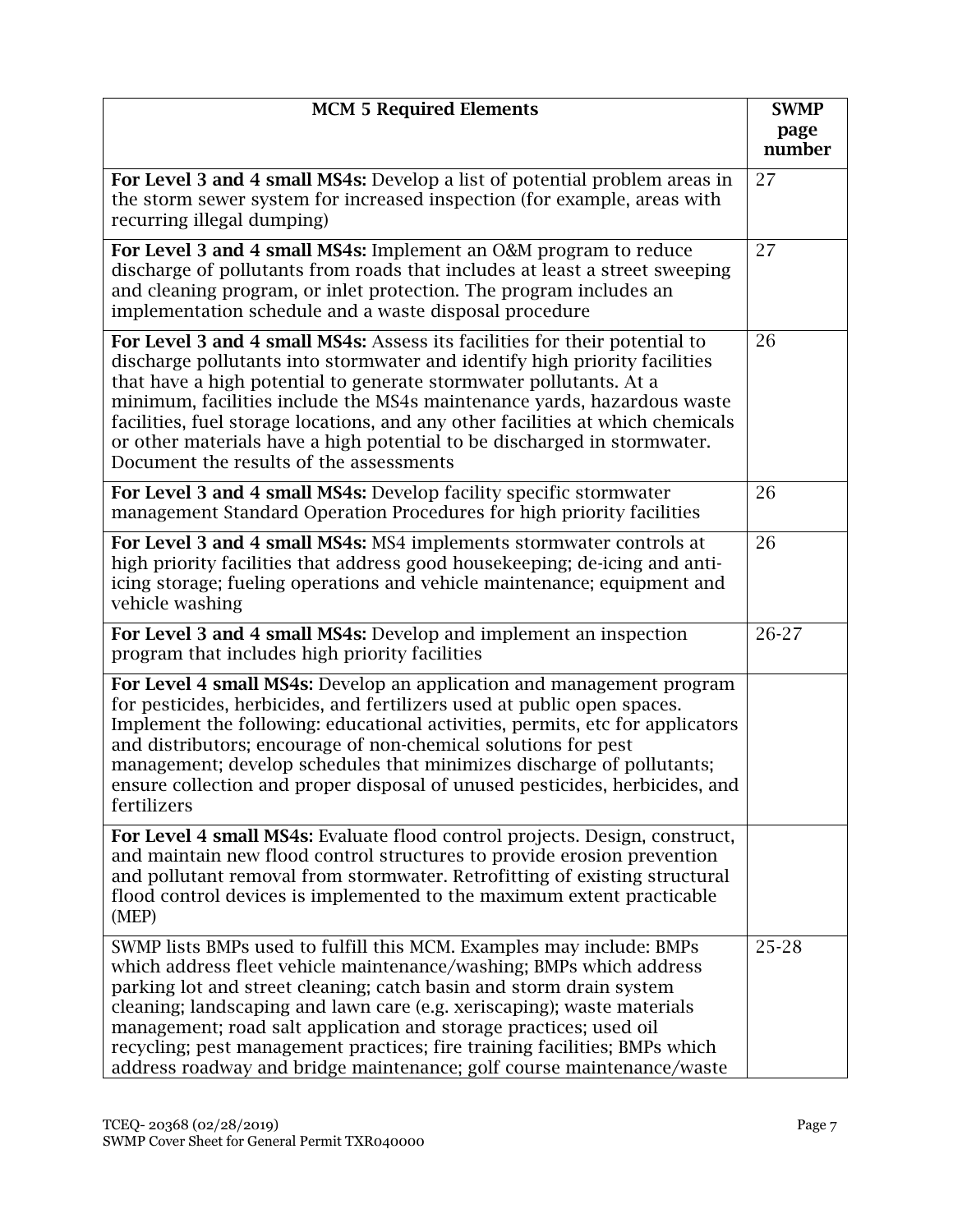| MCM 5 Required Elements | SWMP page number |
|---|---|
| **For Level 3 and 4 small MS4s:** Develop a list of potential problem areas in the storm sewer system for increased inspection (for example, areas with recurring illegal dumping) | 27 |
| **For Level 3 and 4 small MS4s:** Implement an O&M program to reduce discharge of pollutants from roads that includes at least a street sweeping and cleaning program, or inlet protection. The program includes an implementation schedule and a waste disposal procedure | 27 |
| **For Level 3 and 4 small MS4s:** Assess its facilities for their potential to discharge pollutants into stormwater and identify high priority facilities that have a high potential to generate stormwater pollutants. At a minimum, facilities include the MS4s maintenance yards, hazardous waste facilities, fuel storage locations, and any other facilities at which chemicals or other materials have a high potential to be discharged in stormwater. Document the results of the assessments | 26 |
| **For Level 3 and 4 small MS4s:** Develop facility specific stormwater management Standard Operation Procedures for high priority facilities | 26 |
| **For Level 3 and 4 small MS4s:** MS4 implements stormwater controls at high priority facilities that address good housekeeping; de-icing and anti-icing storage; fueling operations and vehicle maintenance; equipment and vehicle washing | 26 |
| **For Level 3 and 4 small MS4s:** Develop and implement an inspection program that includes high priority facilities | 26-27 |
| **For Level 4 small MS4s:** Develop an application and management program for pesticides, herbicides, and fertilizers used at public open spaces. Implement the following: educational activities, permits, etc for applicators and distributors; encourage of non-chemical solutions for pest management; develop schedules that minimizes discharge of pollutants; ensure collection and proper disposal of unused pesticides, herbicides, and fertilizers | |
| **For Level 4 small MS4s:** Evaluate flood control projects. Design, construct, and maintain new flood control structures to provide erosion prevention and pollutant removal from stormwater. Retrofitting of existing structural flood control devices is implemented to the maximum extent practicable (MEP) | |
| SWMP lists BMPs used to fulfill this MCM. Examples may include: BMPs which address fleet vehicle maintenance/washing; BMPs which address parking lot and street cleaning; catch basin and storm drain system cleaning; landscaping and lawn care (e.g. xeriscaping); waste materials management; road salt application and storage practices; used oil recycling; pest management practices; fire training facilities; BMPs which address roadway and bridge maintenance; golf course maintenance/waste | 25-28 |

TCEQ- 20368 (02/28/2019)
SWMP Cover Sheet for General Permit TXR040000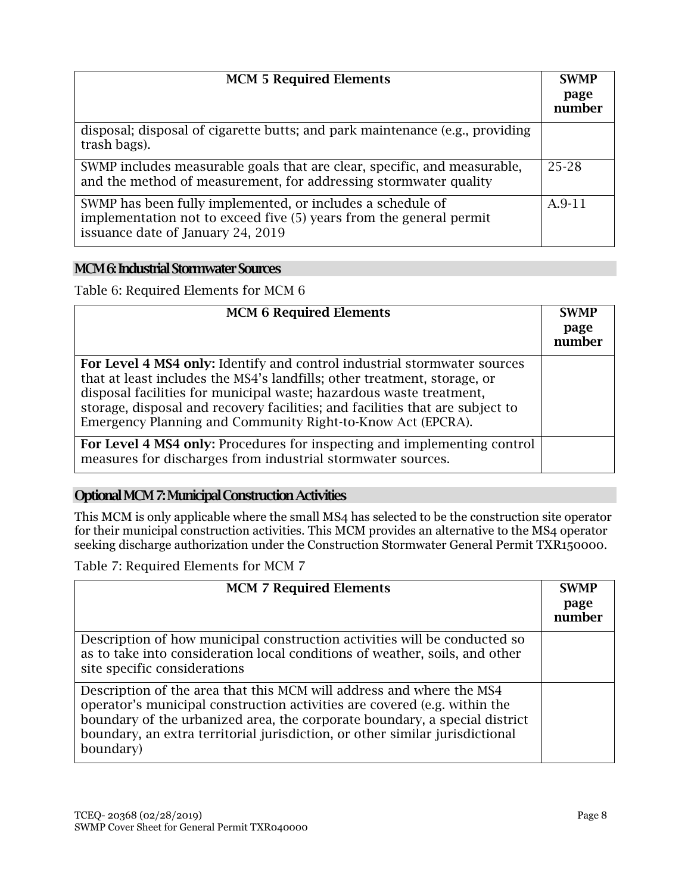| MCM 5 Required Elements | SWMP page number |
|---|---|
| disposal; disposal of cigarette butts; and park maintenance (e.g., providing trash bags). | |
| SWMP includes measurable goals that are clear, specific, and measurable, and the method of measurement, for addressing stormwater quality | 25-28 |
| SWMP has been fully implemented, or includes a schedule of implementation not to exceed five (5) years from the general permit issuance date of January 24, 2019 | A.9-11 |

## MCM 6: Industrial Stormwater Sources

Table 6: Required Elements for MCM 6

| MCM 6 Required Elements | SWMP page number |
|---|---|
| **For Level 4 MS4 only:** Identify and control industrial stormwater sources that at least includes the MS4's landfills; other treatment, storage, or disposal facilities for municipal waste; hazardous waste treatment, storage, disposal and recovery facilities; and facilities that are subject to Emergency Planning and Community Right-to-Know Act (EPCRA). | |
| **For Level 4 MS4 only:** Procedures for inspecting and implementing control measures for discharges from industrial stormwater sources. | |

## Optional MCM 7: Municipal Construction Activities

This MCM is only applicable where the small MS4 has selected to be the construction site operator for their municipal construction activities. This MCM provides an alternative to the MS4 operator seeking discharge authorization under the Construction Stormwater General Permit TXR150000.

Table 7: Required Elements for MCM 7

| MCM 7 Required Elements | SWMP page number |
|---|---|
| Description of how municipal construction activities will be conducted so as to take into consideration local conditions of weather, soils, and other site specific considerations | |
| Description of the area that this MCM will address and where the MS4 operator's municipal construction activities are covered (e.g. within the boundary of the urbanized area, the corporate boundary, a special district boundary, an extra territorial jurisdiction, or other similar jurisdictional boundary) | |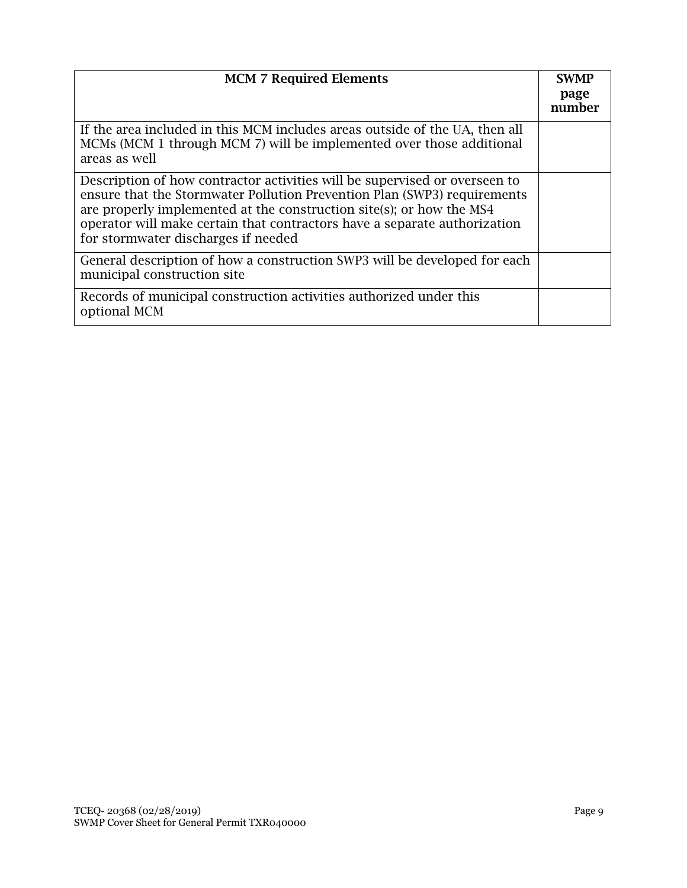| MCM 7 Required Elements | SWMP page number |
|---|---|
| If the area included in this MCM includes areas outside of the UA, then all MCMs (MCM 1 through MCM 7) will be implemented over those additional areas as well | |
| Description of how contractor activities will be supervised or overseen to ensure that the Stormwater Pollution Prevention Plan (SWP3) requirements are properly implemented at the construction site(s); or how the MS4 operator will make certain that contractors have a separate authorization for stormwater discharges if needed | |
| General description of how a construction SWP3 will be developed for each municipal construction site | |
| Records of municipal construction activities authorized under this optional MCM | |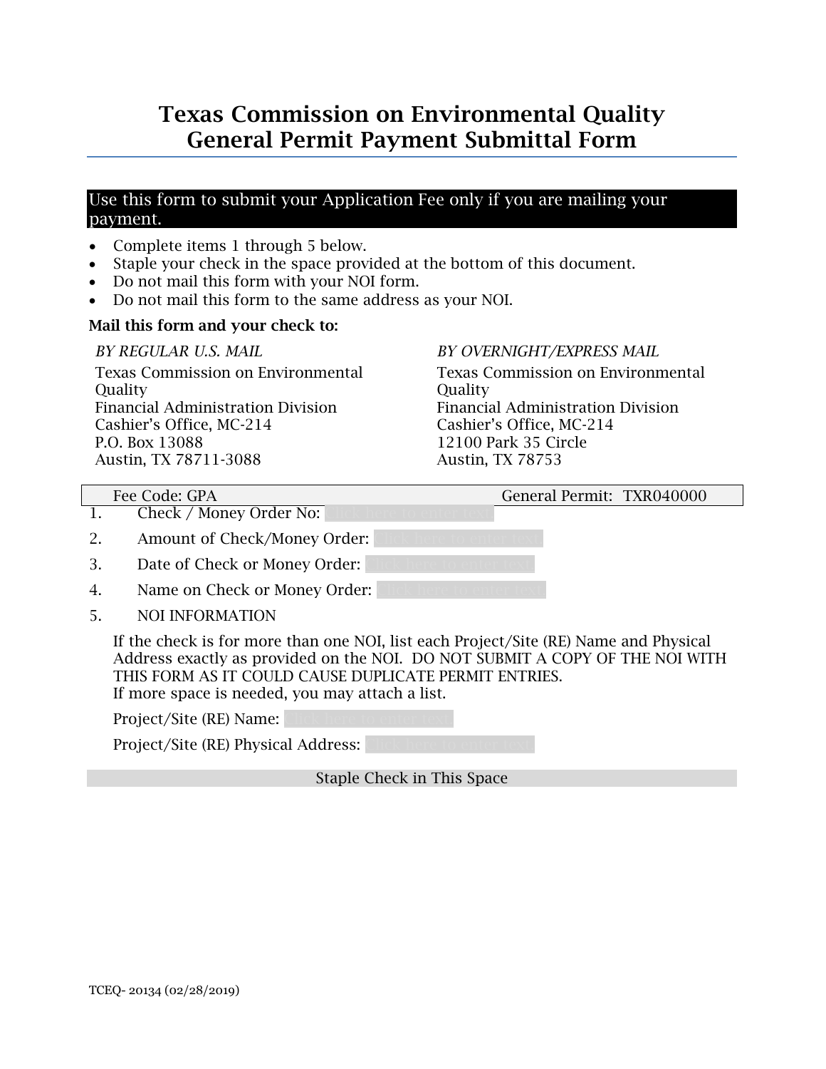# Texas Commission on Environmental Quality
# General Permit Payment Submittal Form

**Use this form to submit your Application Fee only if you are mailing your payment.**

- Complete items 1 through 5 below.
- Staple your check in the space provided at the bottom of this document.
- Do not mail this form with your NOI form.
- Do not mail this form to the same address as your NOI.

**Mail this form and your check to:**

*BY REGULAR U.S. MAIL*

Texas Commission on Environmental Quality
Financial Administration Division
Cashier's Office, MC-214
P.O. Box 13088
Austin, TX 78711-3088

*BY OVERNIGHT/EXPRESS MAIL*

Texas Commission on Environmental Quality
Financial Administration Division
Cashier's Office, MC-214
12100 Park 35 Circle
Austin, TX 78753

| Fee Code: GPA | General Permit: TXR040000 |
|---|---|

1. Check / Money Order No: Click here to enter text.
2. Amount of Check/Money Order: Click here to enter text.
3. Date of Check or Money Order: Click here to enter text.
4. Name on Check or Money Order: Click here to enter text.
5. NOI INFORMATION

If the check is for more than one NOI, list each Project/Site (RE) Name and Physical Address exactly as provided on the NOI. DO NOT SUBMIT A COPY OF THE NOI WITH THIS FORM AS IT COULD CAUSE DUPLICATE PERMIT ENTRIES.
If more space is needed, you may attach a list.

Project/Site (RE) Name: Click here to enter text.

Project/Site (RE) Physical Address: Click here to enter text.

Staple Check in This Space

TCEQ- 20134 (02/28/2019)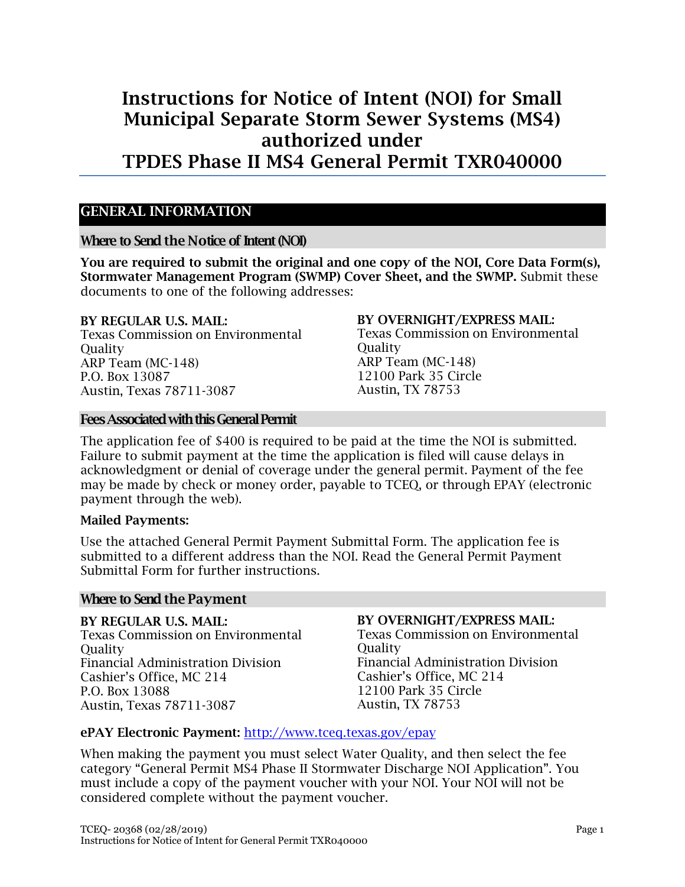# Instructions for Notice of Intent (NOI) for Small Municipal Separate Storm Sewer Systems (MS4) authorized under TPDES Phase II MS4 General Permit TXR040000

## GENERAL INFORMATION

### Where to Send the Notice of Intent (NOI)

**You are required to submit the original and one copy of the NOI, Core Data Form(s), Stormwater Management Program (SWMP) Cover Sheet, and the SWMP.** Submit these documents to one of the following addresses:

**BY REGULAR U.S. MAIL:**
Texas Commission on Environmental Quality
ARP Team (MC-148)
P.O. Box 13087
Austin, Texas 78711-3087

**BY OVERNIGHT/EXPRESS MAIL:**
Texas Commission on Environmental Quality
ARP Team (MC-148)
12100 Park 35 Circle
Austin, TX 78753

### Fees Associated with this General Permit

The application fee of $400 is required to be paid at the time the NOI is submitted. Failure to submit payment at the time the application is filed will cause delays in acknowledgment or denial of coverage under the general permit. Payment of the fee may be made by check or money order, payable to TCEQ, or through EPAY (electronic payment through the web).

**Mailed Payments:**

Use the attached General Permit Payment Submittal Form. The application fee is submitted to a different address than the NOI. Read the General Permit Payment Submittal Form for further instructions.

### Where to Send the Payment

**BY REGULAR U.S. MAIL:**
Texas Commission on Environmental Quality
Financial Administration Division
Cashier's Office, MC 214
P.O. Box 13088
Austin, Texas 78711-3087

**BY OVERNIGHT/EXPRESS MAIL:**
Texas Commission on Environmental Quality
Financial Administration Division
Cashier's Office, MC 214
12100 Park 35 Circle
Austin, TX 78753

**ePAY Electronic Payment:** http://www.tceq.texas.gov/epay

When making the payment you must select Water Quality, and then select the fee category "General Permit MS4 Phase II Stormwater Discharge NOI Application". You must include a copy of the payment voucher with your NOI. Your NOI will not be considered complete without the payment voucher.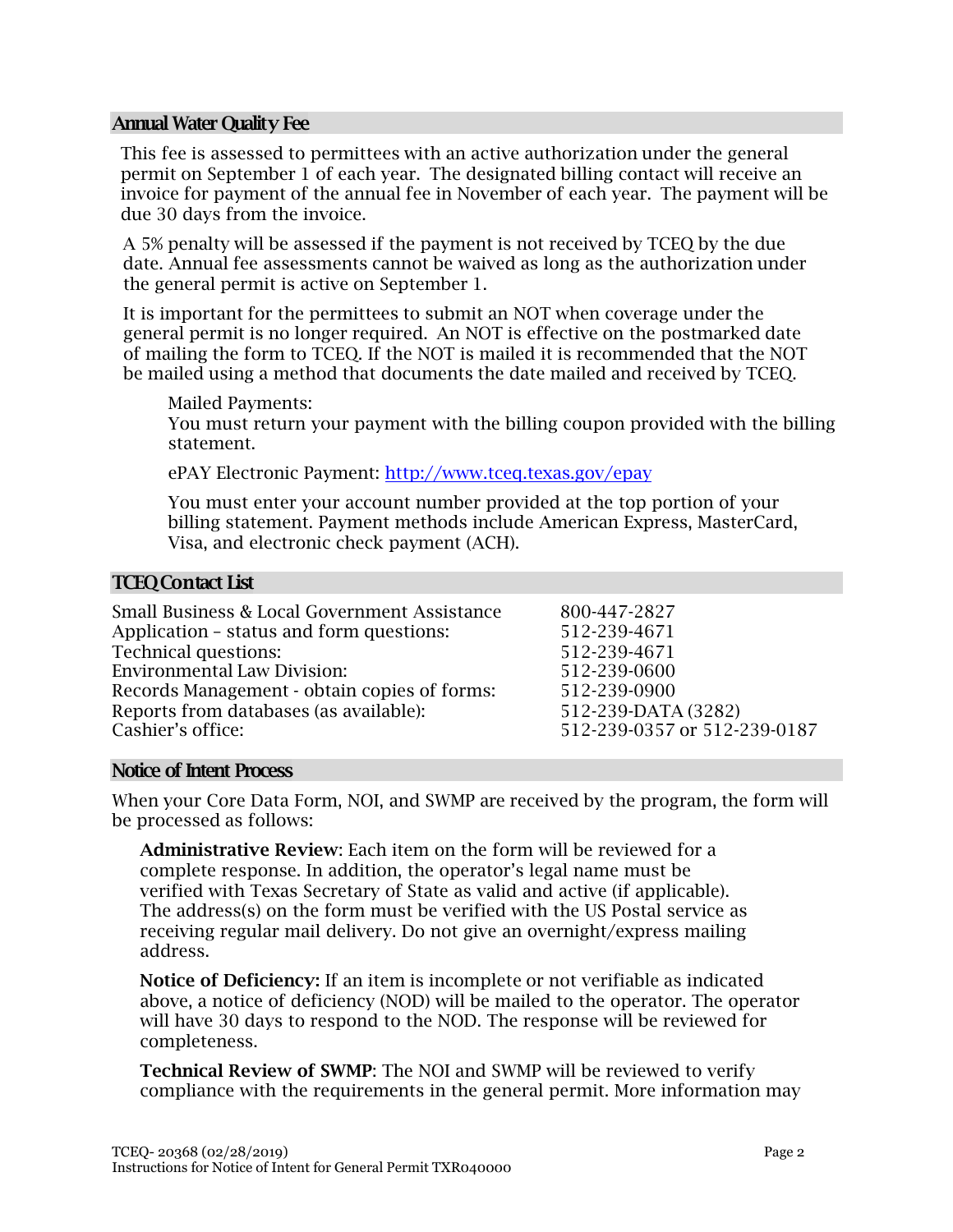## Annual Water Quality Fee

This fee is assessed to permittees with an active authorization under the general permit on September 1 of each year. The designated billing contact will receive an invoice for payment of the annual fee in November of each year. The payment will be due 30 days from the invoice.

A 5% penalty will be assessed if the payment is not received by TCEQ by the due date. Annual fee assessments cannot be waived as long as the authorization under the general permit is active on September 1.

It is important for the permittees to submit an NOT when coverage under the general permit is no longer required. An NOT is effective on the postmarked date of mailing the form to TCEQ. If the NOT is mailed it is recommended that the NOT be mailed using a method that documents the date mailed and received by TCEQ.

Mailed Payments:
You must return your payment with the billing coupon provided with the billing statement.

ePAY Electronic Payment: http://www.tceq.texas.gov/epay

You must enter your account number provided at the top portion of your billing statement. Payment methods include American Express, MasterCard, Visa, and electronic check payment (ACH).

## TCEQ Contact List

| | |
|---|---|
| Small Business & Local Government Assistance | 800-447-2827 |
| Application – status and form questions: | 512-239-4671 |
| Technical questions: | 512-239-4671 |
| Environmental Law Division: | 512-239-0600 |
| Records Management - obtain copies of forms: | 512-239-0900 |
| Reports from databases (as available): | 512-239-DATA (3282) |
| Cashier's office: | 512-239-0357 or 512-239-0187 |

## Notice of Intent Process

When your Core Data Form, NOI, and SWMP are received by the program, the form will be processed as follows:

**Administrative Review**: Each item on the form will be reviewed for a complete response. In addition, the operator's legal name must be verified with Texas Secretary of State as valid and active (if applicable). The address(s) on the form must be verified with the US Postal service as receiving regular mail delivery. Do not give an overnight/express mailing address.

**Notice of Deficiency:** If an item is incomplete or not verifiable as indicated above, a notice of deficiency (NOD) will be mailed to the operator. The operator will have 30 days to respond to the NOD. The response will be reviewed for completeness.

**Technical Review of SWMP**: The NOI and SWMP will be reviewed to verify compliance with the requirements in the general permit. More information may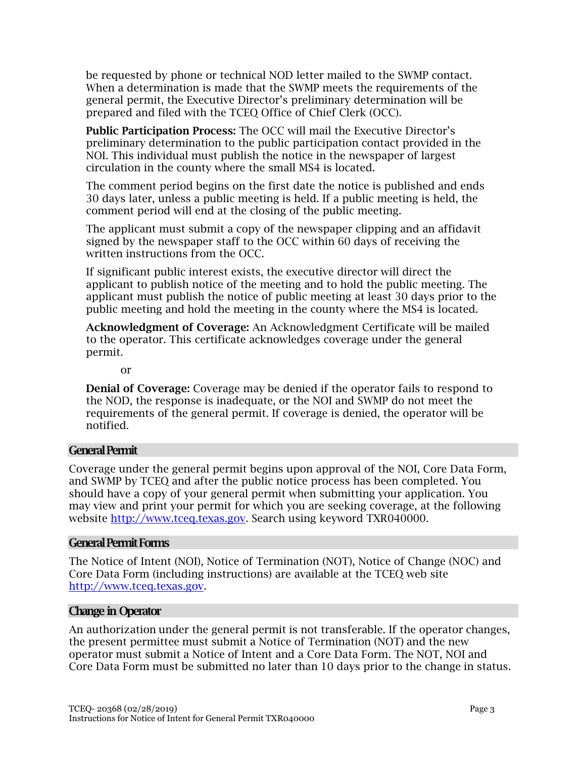be requested by phone or technical NOD letter mailed to the SWMP contact. When a determination is made that the SWMP meets the requirements of the general permit, the Executive Director's preliminary determination will be prepared and filed with the TCEQ Office of Chief Clerk (OCC).

**Public Participation Process:** The OCC will mail the Executive Director's preliminary determination to the public participation contact provided in the NOI. This individual must publish the notice in the newspaper of largest circulation in the county where the small MS4 is located.

The comment period begins on the first date the notice is published and ends 30 days later, unless a public meeting is held. If a public meeting is held, the comment period will end at the closing of the public meeting.

The applicant must submit a copy of the newspaper clipping and an affidavit signed by the newspaper staff to the OCC within 60 days of receiving the written instructions from the OCC.

If significant public interest exists, the executive director will direct the applicant to publish notice of the meeting and to hold the public meeting. The applicant must publish the notice of public meeting at least 30 days prior to the public meeting and hold the meeting in the county where the MS4 is located.

**Acknowledgment of Coverage:** An Acknowledgment Certificate will be mailed to the operator. This certificate acknowledges coverage under the general permit.

or

**Denial of Coverage:** Coverage may be denied if the operator fails to respond to the NOD, the response is inadequate, or the NOI and SWMP do not meet the requirements of the general permit. If coverage is denied, the operator will be notified.

## General Permit

Coverage under the general permit begins upon approval of the NOI, Core Data Form, and SWMP by TCEQ and after the public notice process has been completed. You should have a copy of your general permit when submitting your application. You may view and print your permit for which you are seeking coverage, at the following website http://www.tceq.texas.gov. Search using keyword TXR040000.

## General Permit Forms

The Notice of Intent (NOI), Notice of Termination (NOT), Notice of Change (NOC) and Core Data Form (including instructions) are available at the TCEQ web site http://www.tceq.texas.gov.

## Change in Operator

An authorization under the general permit is not transferable. If the operator changes, the present permittee must submit a Notice of Termination (NOT) and the new operator must submit a Notice of Intent and a Core Data Form. The NOT, NOI and Core Data Form must be submitted no later than 10 days prior to the change in status.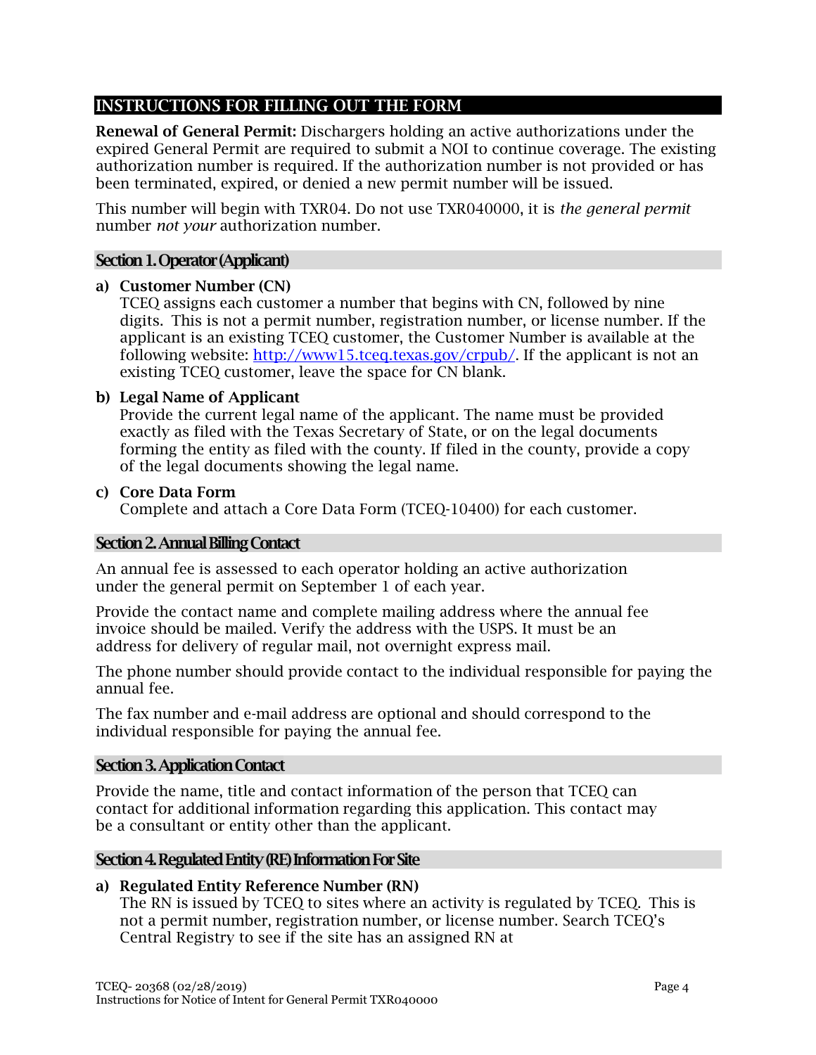## INSTRUCTIONS FOR FILLING OUT THE FORM

**Renewal of General Permit:** Dischargers holding an active authorizations under the expired General Permit are required to submit a NOI to continue coverage. The existing authorization number is required. If the authorization number is not provided or has been terminated, expired, or denied a new permit number will be issued.

This number will begin with TXR04. Do not use TXR040000, it is *the general permit* number *not your* authorization number.

### Section 1. Operator (Applicant)

**a) Customer Number (CN)**
TCEQ assigns each customer a number that begins with CN, followed by nine digits. This is not a permit number, registration number, or license number. If the applicant is an existing TCEQ customer, the Customer Number is available at the following website: http://www15.tceq.texas.gov/crpub/. If the applicant is not an existing TCEQ customer, leave the space for CN blank.

**b) Legal Name of Applicant**
Provide the current legal name of the applicant. The name must be provided exactly as filed with the Texas Secretary of State, or on the legal documents forming the entity as filed with the county. If filed in the county, provide a copy of the legal documents showing the legal name.

**c) Core Data Form**
Complete and attach a Core Data Form (TCEQ-10400) for each customer.

### Section 2. Annual Billing Contact

An annual fee is assessed to each operator holding an active authorization under the general permit on September 1 of each year.

Provide the contact name and complete mailing address where the annual fee invoice should be mailed. Verify the address with the USPS. It must be an address for delivery of regular mail, not overnight express mail.

The phone number should provide contact to the individual responsible for paying the annual fee.

The fax number and e-mail address are optional and should correspond to the individual responsible for paying the annual fee.

### Section 3. Application Contact

Provide the name, title and contact information of the person that TCEQ can contact for additional information regarding this application. This contact may be a consultant or entity other than the applicant.

### Section 4. Regulated Entity (RE) Information For Site

**a) Regulated Entity Reference Number (RN)**
The RN is issued by TCEQ to sites where an activity is regulated by TCEQ. This is not a permit number, registration number, or license number. Search TCEQ's Central Registry to see if the site has an assigned RN at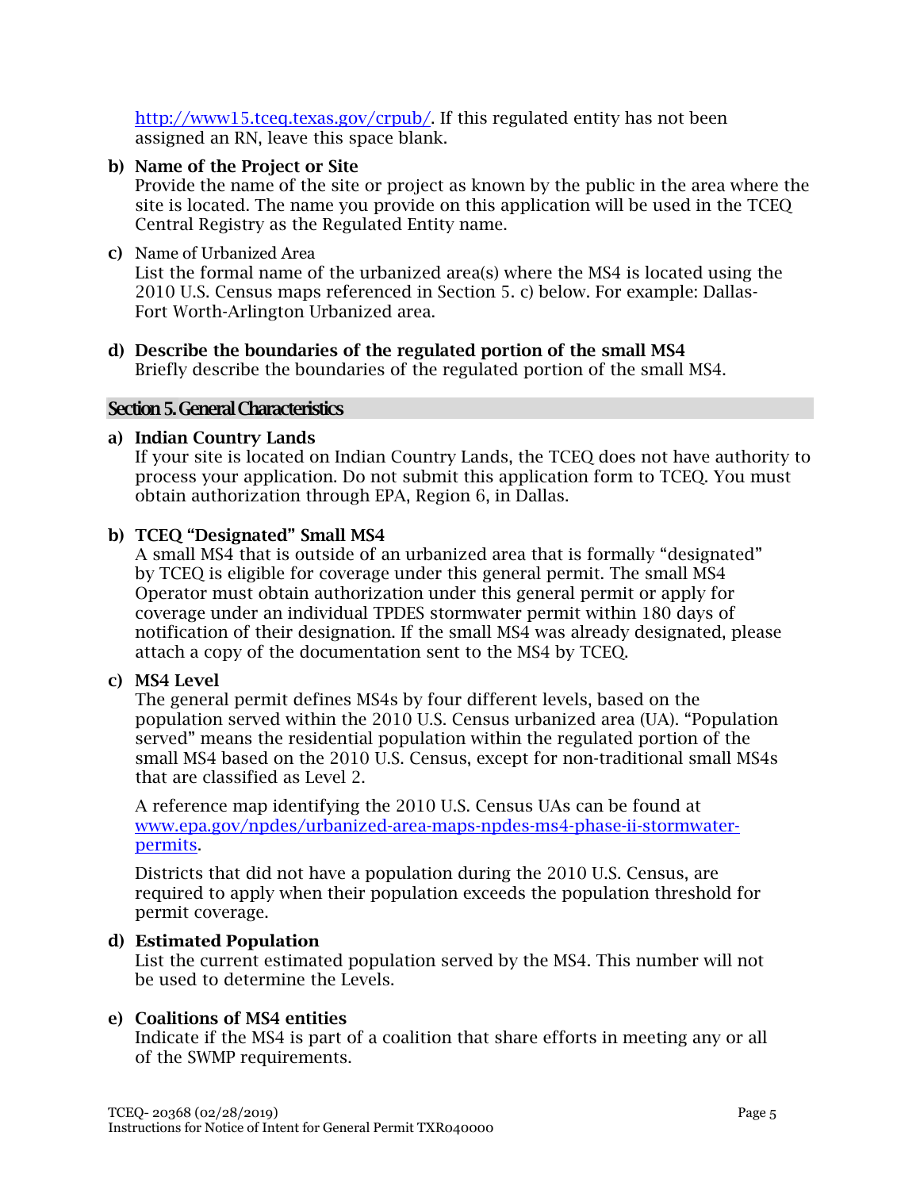http://www15.tceq.texas.gov/crpub/. If this regulated entity has not been assigned an RN, leave this space blank.

**b) Name of the Project or Site**
Provide the name of the site or project as known by the public in the area where the site is located. The name you provide on this application will be used in the TCEQ Central Registry as the Regulated Entity name.

**c)** Name of Urbanized Area
List the formal name of the urbanized area(s) where the MS4 is located using the 2010 U.S. Census maps referenced in Section 5. c) below. For example: Dallas-Fort Worth-Arlington Urbanized area.

**d) Describe the boundaries of the regulated portion of the small MS4**
Briefly describe the boundaries of the regulated portion of the small MS4.

## Section 5. General Characteristics

**a) Indian Country Lands**
If your site is located on Indian Country Lands, the TCEQ does not have authority to process your application. Do not submit this application form to TCEQ. You must obtain authorization through EPA, Region 6, in Dallas.

**b) TCEQ "Designated" Small MS4**
A small MS4 that is outside of an urbanized area that is formally "designated" by TCEQ is eligible for coverage under this general permit. The small MS4 Operator must obtain authorization under this general permit or apply for coverage under an individual TPDES stormwater permit within 180 days of notification of their designation. If the small MS4 was already designated, please attach a copy of the documentation sent to the MS4 by TCEQ.

**c) MS4 Level**
The general permit defines MS4s by four different levels, based on the population served within the 2010 U.S. Census urbanized area (UA). "Population served" means the residential population within the regulated portion of the small MS4 based on the 2010 U.S. Census, except for non-traditional small MS4s that are classified as Level 2.

A reference map identifying the 2010 U.S. Census UAs can be found at www.epa.gov/npdes/urbanized-area-maps-npdes-ms4-phase-ii-stormwater-permits.

Districts that did not have a population during the 2010 U.S. Census, are required to apply when their population exceeds the population threshold for permit coverage.

**d) Estimated Population**
List the current estimated population served by the MS4. This number will not be used to determine the Levels.

**e) Coalitions of MS4 entities**
Indicate if the MS4 is part of a coalition that share efforts in meeting any or all of the SWMP requirements.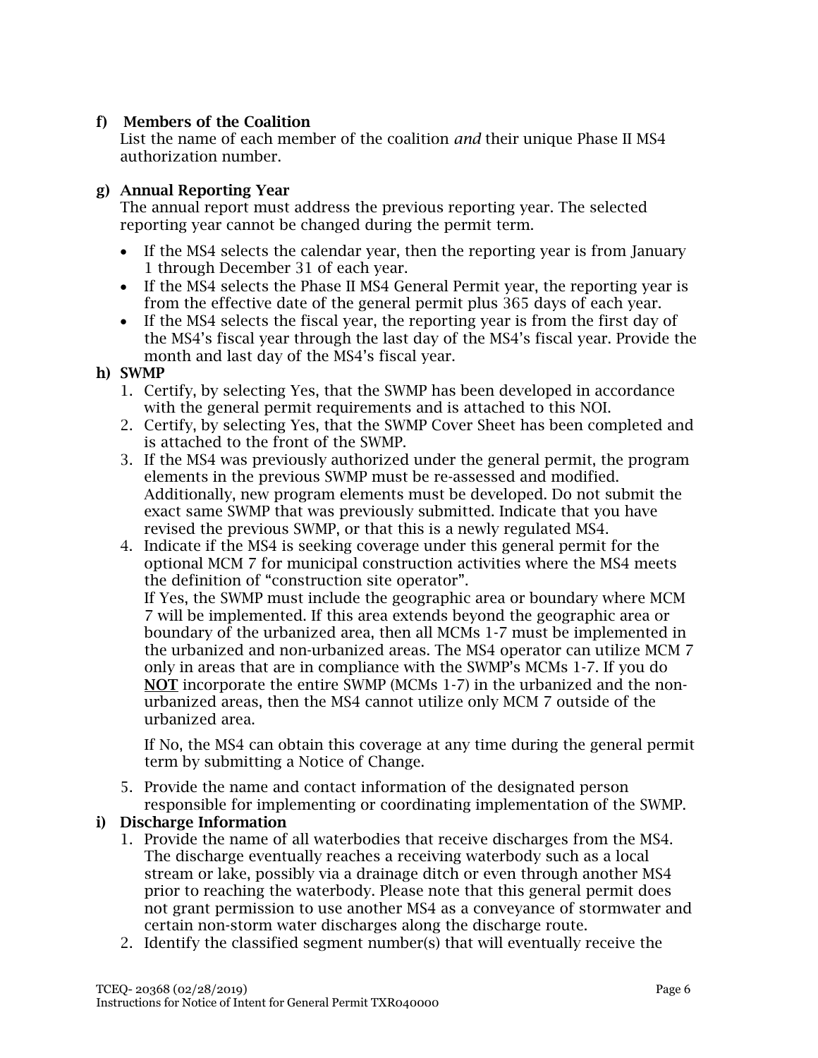**f) Members of the Coalition**

List the name of each member of the coalition *and* their unique Phase II MS4 authorization number.

**g) Annual Reporting Year**

The annual report must address the previous reporting year. The selected reporting year cannot be changed during the permit term.

- If the MS4 selects the calendar year, then the reporting year is from January 1 through December 31 of each year.
- If the MS4 selects the Phase II MS4 General Permit year, the reporting year is from the effective date of the general permit plus 365 days of each year.
- If the MS4 selects the fiscal year, the reporting year is from the first day of the MS4's fiscal year through the last day of the MS4's fiscal year. Provide the month and last day of the MS4's fiscal year.

**h) SWMP**

1. Certify, by selecting Yes, that the SWMP has been developed in accordance with the general permit requirements and is attached to this NOI.
2. Certify, by selecting Yes, that the SWMP Cover Sheet has been completed and is attached to the front of the SWMP.
3. If the MS4 was previously authorized under the general permit, the program elements in the previous SWMP must be re-assessed and modified. Additionally, new program elements must be developed. Do not submit the exact same SWMP that was previously submitted. Indicate that you have revised the previous SWMP, or that this is a newly regulated MS4.
4. Indicate if the MS4 is seeking coverage under this general permit for the optional MCM 7 for municipal construction activities where the MS4 meets the definition of "construction site operator".
   If Yes, the SWMP must include the geographic area or boundary where MCM 7 will be implemented. If this area extends beyond the geographic area or boundary of the urbanized area, then all MCMs 1-7 must be implemented in the urbanized and non-urbanized areas. The MS4 operator can utilize MCM 7 only in areas that are in compliance with the SWMP's MCMs 1-7. If you do **<u>NOT</u>** incorporate the entire SWMP (MCMs 1-7) in the urbanized and the non-urbanized areas, then the MS4 cannot utilize only MCM 7 outside of the urbanized area.

   If No, the MS4 can obtain this coverage at any time during the general permit term by submitting a Notice of Change.
5. Provide the name and contact information of the designated person responsible for implementing or coordinating implementation of the SWMP.

**i) Discharge Information**

1. Provide the name of all waterbodies that receive discharges from the MS4. The discharge eventually reaches a receiving waterbody such as a local stream or lake, possibly via a drainage ditch or even through another MS4 prior to reaching the waterbody. Please note that this general permit does not grant permission to use another MS4 as a conveyance of stormwater and certain non-storm water discharges along the discharge route.
2. Identify the classified segment number(s) that will eventually receive the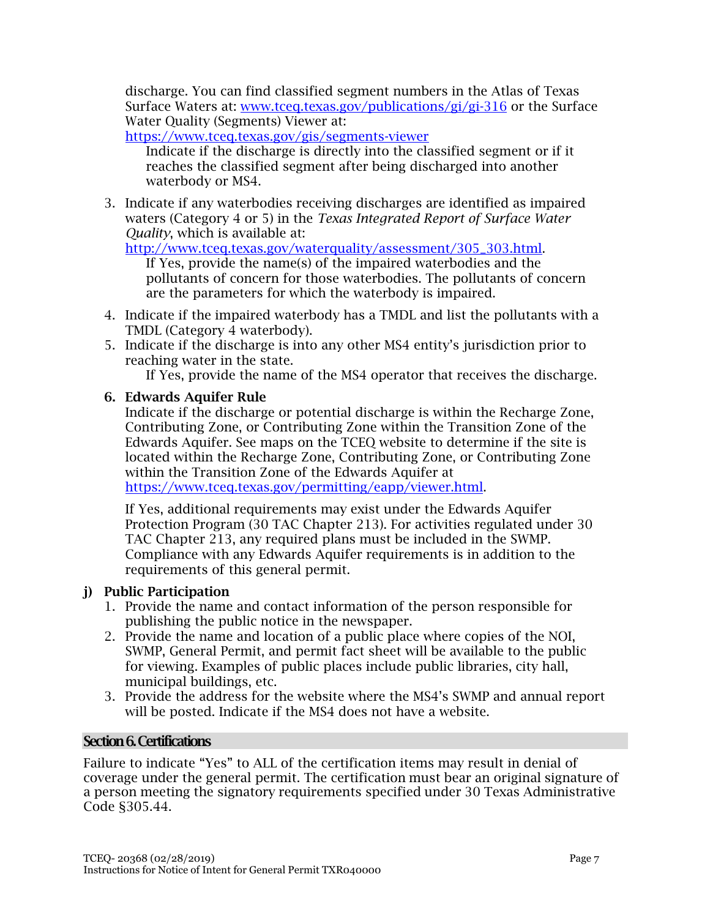discharge. You can find classified segment numbers in the Atlas of Texas Surface Waters at: [www.tceq.texas.gov/publications/gi/gi-316](www.tceq.texas.gov/publications/gi/gi-316) or the Surface Water Quality (Segments) Viewer at: [https://www.tceq.texas.gov/gis/segments-viewer](https://www.tceq.texas.gov/gis/segments-viewer)

   Indicate if the discharge is directly into the classified segment or if it reaches the classified segment after being discharged into another waterbody or MS4.

3. Indicate if any waterbodies receiving discharges are identified as impaired waters (Category 4 or 5) in the *Texas Integrated Report of Surface Water Quality*, which is available at: [http://www.tceq.texas.gov/waterquality/assessment/305_303.html](http://www.tceq.texas.gov/waterquality/assessment/305_303.html).

   If Yes, provide the name(s) of the impaired waterbodies and the pollutants of concern for those waterbodies. The pollutants of concern are the parameters for which the waterbody is impaired.

4. Indicate if the impaired waterbody has a TMDL and list the pollutants with a TMDL (Category 4 waterbody).
5. Indicate if the discharge is into any other MS4 entity's jurisdiction prior to reaching water in the state.

   If Yes, provide the name of the MS4 operator that receives the discharge.

6. **Edwards Aquifer Rule**

   Indicate if the discharge or potential discharge is within the Recharge Zone, Contributing Zone, or Contributing Zone within the Transition Zone of the Edwards Aquifer. See maps on the TCEQ website to determine if the site is located within the Recharge Zone, Contributing Zone, or Contributing Zone within the Transition Zone of the Edwards Aquifer at [https://www.tceq.texas.gov/permitting/eapp/viewer.html](https://www.tceq.texas.gov/permitting/eapp/viewer.html).

   If Yes, additional requirements may exist under the Edwards Aquifer Protection Program (30 TAC Chapter 213). For activities regulated under 30 TAC Chapter 213, any required plans must be included in the SWMP. Compliance with any Edwards Aquifer requirements is in addition to the requirements of this general permit.

**j) Public Participation**

1. Provide the name and contact information of the person responsible for publishing the public notice in the newspaper.
2. Provide the name and location of a public place where copies of the NOI, SWMP, General Permit, and permit fact sheet will be available to the public for viewing. Examples of public places include public libraries, city hall, municipal buildings, etc.
3. Provide the address for the website where the MS4's SWMP and annual report will be posted. Indicate if the MS4 does not have a website.

## Section 6. Certifications

Failure to indicate "Yes" to ALL of the certification items may result in denial of coverage under the general permit. The certification must bear an original signature of a person meeting the signatory requirements specified under 30 Texas Administrative Code §305.44.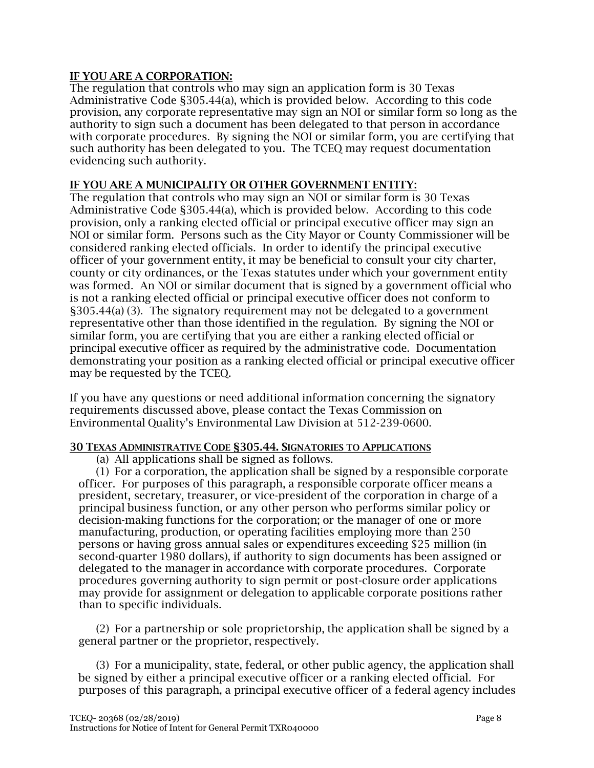**IF YOU ARE A CORPORATION:**

The regulation that controls who may sign an application form is 30 Texas Administrative Code §305.44(a), which is provided below. According to this code provision, any corporate representative may sign an NOI or similar form so long as the authority to sign such a document has been delegated to that person in accordance with corporate procedures. By signing the NOI or similar form, you are certifying that such authority has been delegated to you. The TCEQ may request documentation evidencing such authority.

**IF YOU ARE A MUNICIPALITY OR OTHER GOVERNMENT ENTITY:**

The regulation that controls who may sign an NOI or similar form is 30 Texas Administrative Code §305.44(a), which is provided below. According to this code provision, only a ranking elected official or principal executive officer may sign an NOI or similar form. Persons such as the City Mayor or County Commissioner will be considered ranking elected officials. In order to identify the principal executive officer of your government entity, it may be beneficial to consult your city charter, county or city ordinances, or the Texas statutes under which your government entity was formed. An NOI or similar document that is signed by a government official who is not a ranking elected official or principal executive officer does not conform to §305.44(a) (3). The signatory requirement may not be delegated to a government representative other than those identified in the regulation. By signing the NOI or similar form, you are certifying that you are either a ranking elected official or principal executive officer as required by the administrative code. Documentation demonstrating your position as a ranking elected official or principal executive officer may be requested by the TCEQ.

If you have any questions or need additional information concerning the signatory requirements discussed above, please contact the Texas Commission on Environmental Quality's Environmental Law Division at 512-239-0600.

**30 TEXAS ADMINISTRATIVE CODE §305.44. SIGNATORIES TO APPLICATIONS**

(a) All applications shall be signed as follows.

(1) For a corporation, the application shall be signed by a responsible corporate officer. For purposes of this paragraph, a responsible corporate officer means a president, secretary, treasurer, or vice-president of the corporation in charge of a principal business function, or any other person who performs similar policy or decision-making functions for the corporation; or the manager of one or more manufacturing, production, or operating facilities employing more than 250 persons or having gross annual sales or expenditures exceeding $25 million (in second-quarter 1980 dollars), if authority to sign documents has been assigned or delegated to the manager in accordance with corporate procedures. Corporate procedures governing authority to sign permit or post-closure order applications may provide for assignment or delegation to applicable corporate positions rather than to specific individuals.

(2) For a partnership or sole proprietorship, the application shall be signed by a general partner or the proprietor, respectively.

(3) For a municipality, state, federal, or other public agency, the application shall be signed by either a principal executive officer or a ranking elected official. For purposes of this paragraph, a principal executive officer of a federal agency includes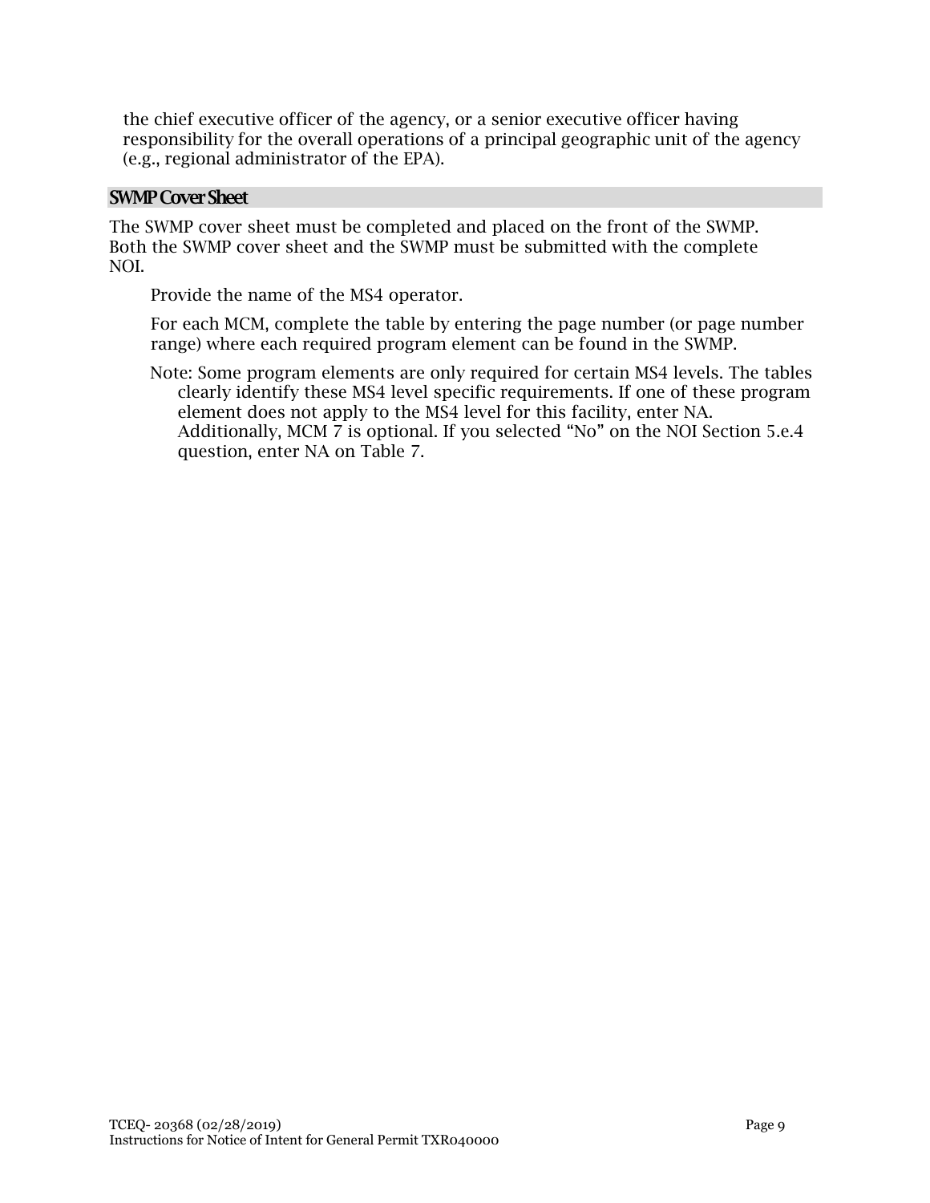the chief executive officer of the agency, or a senior executive officer having responsibility for the overall operations of a principal geographic unit of the agency (e.g., regional administrator of the EPA).

## SWMP Cover Sheet

The SWMP cover sheet must be completed and placed on the front of the SWMP. Both the SWMP cover sheet and the SWMP must be submitted with the complete NOI.

Provide the name of the MS4 operator.

For each MCM, complete the table by entering the page number (or page number range) where each required program element can be found in the SWMP.

Note: Some program elements are only required for certain MS4 levels. The tables clearly identify these MS4 level specific requirements. If one of these program element does not apply to the MS4 level for this facility, enter NA. Additionally, MCM 7 is optional. If you selected "No" on the NOI Section 5.e.4 question, enter NA on Table 7.